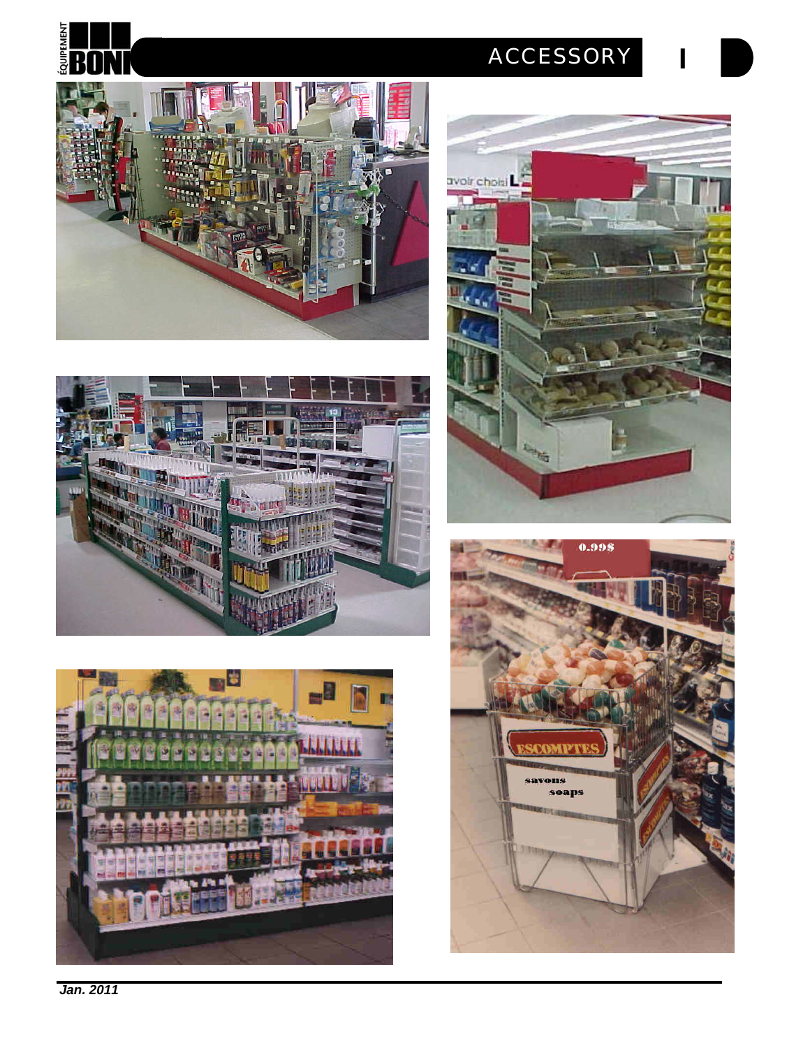# ACCESSORY

*Jan. 2011*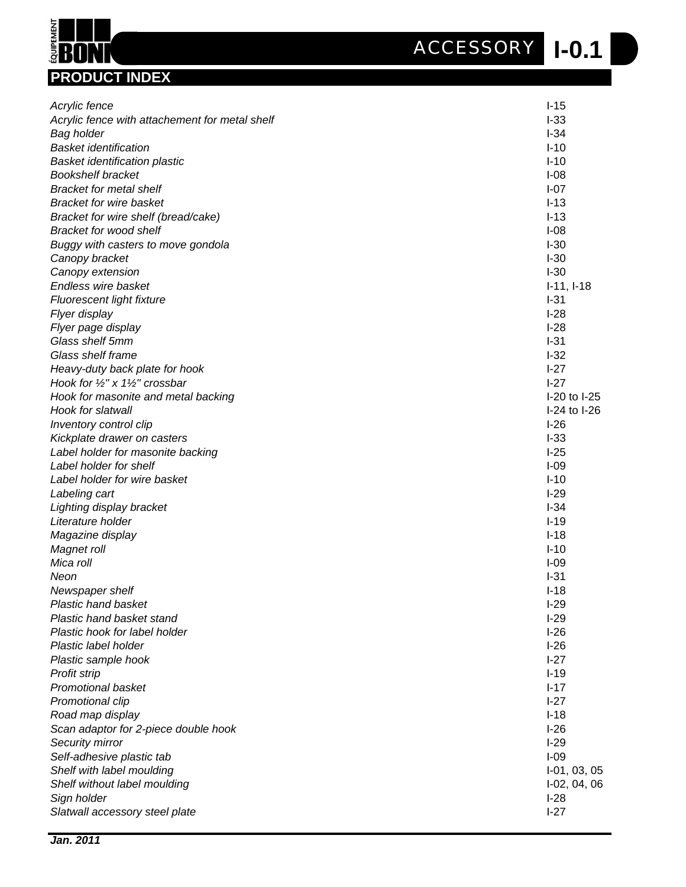## PRODUCT INDEX

| | |
|---|---|
| *Acrylic fence* | I-15 |
| *Acrylic fence with attachement for metal shelf* | I-33 |
| *Bag holder* | I-34 |
| *Basket identification* | I-10 |
| *Basket identification plastic* | I-10 |
| *Bookshelf bracket* | I-08 |
| *Bracket for metal shelf* | I-07 |
| *Bracket for wire basket* | I-13 |
| *Bracket for wire shelf (bread/cake)* | I-13 |
| *Bracket for wood shelf* | I-08 |
| *Buggy with casters to move gondola* | I-30 |
| *Canopy bracket* | I-30 |
| *Canopy extension* | I-30 |
| *Endless wire basket* | I-11, I-18 |
| *Fluorescent light fixture* | I-31 |
| *Flyer display* | I-28 |
| *Flyer page display* | I-28 |
| *Glass shelf 5mm* | I-31 |
| *Glass shelf frame* | I-32 |
| *Heavy-duty back plate for hook* | I-27 |
| *Hook for ½" x 1½" crossbar* | I-27 |
| *Hook for masonite and metal backing* | I-20 to I-25 |
| *Hook for slatwall* | I-24 to I-26 |
| *Inventory control clip* | I-26 |
| *Kickplate drawer on casters* | I-33 |
| *Label holder for masonite backing* | I-25 |
| *Label holder for shelf* | I-09 |
| *Label holder for wire basket* | I-10 |
| *Labeling cart* | I-29 |
| *Lighting display bracket* | I-34 |
| *Literature holder* | I-19 |
| *Magazine display* | I-18 |
| *Magnet roll* | I-10 |
| *Mica roll* | I-09 |
| *Neon* | I-31 |
| *Newspaper shelf* | I-18 |
| *Plastic hand basket* | I-29 |
| *Plastic hand basket stand* | I-29 |
| *Plastic hook for label holder* | I-26 |
| *Plastic label holder* | I-26 |
| *Plastic sample hook* | I-27 |
| *Profit strip* | I-19 |
| *Promotional basket* | I-17 |
| *Promotional clip* | I-27 |
| *Road map display* | I-18 |
| *Scan adaptor for 2-piece double hook* | I-26 |
| *Security mirror* | I-29 |
| *Self-adhesive plastic tab* | I-09 |
| *Shelf with label moulding* | I-01, 03, 05 |
| *Shelf without label moulding* | I-02, 04, 06 |
| *Sign holder* | I-28 |
| *Slatwall accessory steel plate* | I-27 |

***Jan. 2011***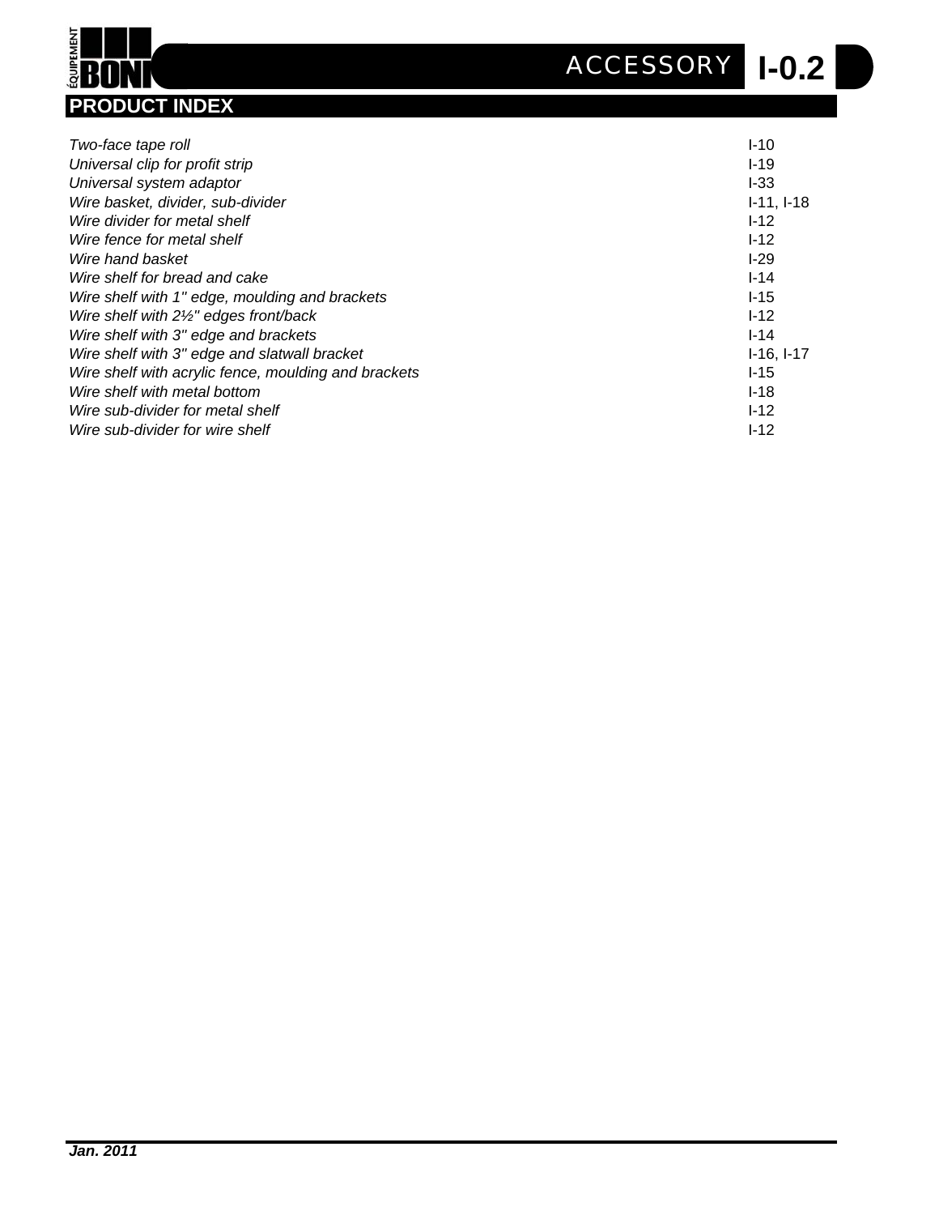## PRODUCT INDEX

| | |
|---|---|
| *Two-face tape roll* | I-10 |
| *Universal clip for profit strip* | I-19 |
| *Universal system adaptor* | I-33 |
| *Wire basket, divider, sub-divider* | I-11, I-18 |
| *Wire divider for metal shelf* | I-12 |
| *Wire fence for metal shelf* | I-12 |
| *Wire hand basket* | I-29 |
| *Wire shelf for bread and cake* | I-14 |
| *Wire shelf with 1" edge, moulding and brackets* | I-15 |
| *Wire shelf with 2½" edges front/back* | I-12 |
| *Wire shelf with 3" edge and brackets* | I-14 |
| *Wire shelf with 3" edge and slatwall bracket* | I-16, I-17 |
| *Wire shelf with acrylic fence, moulding and brackets* | I-15 |
| *Wire shelf with metal bottom* | I-18 |
| *Wire sub-divider for metal shelf* | I-12 |
| *Wire sub-divider for wire shelf* | I-12 |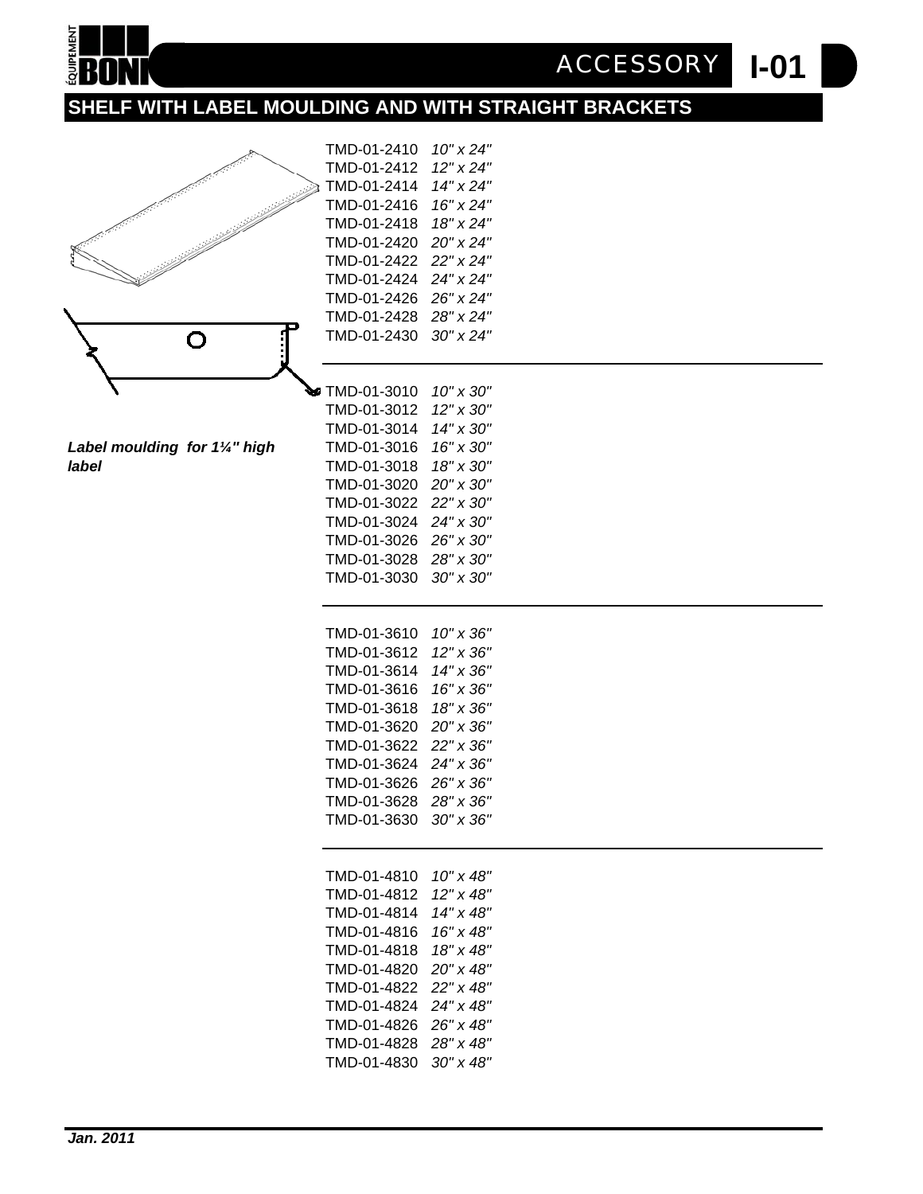ACCESSORY **I-01**

## SHELF WITH LABEL MOULDING AND WITH STRAIGHT BRACKETS

***Label moulding for 1¼" high label***

| | |
|---|---|
| TMD-01-2410 | *10" x 24"* |
| TMD-01-2412 | *12" x 24"* |
| TMD-01-2414 | *14" x 24"* |
| TMD-01-2416 | *16" x 24"* |
| TMD-01-2418 | *18" x 24"* |
| TMD-01-2420 | *20" x 24"* |
| TMD-01-2422 | *22" x 24"* |
| TMD-01-2424 | *24" x 24"* |
| TMD-01-2426 | *26" x 24"* |
| TMD-01-2428 | *28" x 24"* |
| TMD-01-2430 | *30" x 24"* |

| | |
|---|---|
| TMD-01-3010 | *10" x 30"* |
| TMD-01-3012 | *12" x 30"* |
| TMD-01-3014 | *14" x 30"* |
| TMD-01-3016 | *16" x 30"* |
| TMD-01-3018 | *18" x 30"* |
| TMD-01-3020 | *20" x 30"* |
| TMD-01-3022 | *22" x 30"* |
| TMD-01-3024 | *24" x 30"* |
| TMD-01-3026 | *26" x 30"* |
| TMD-01-3028 | *28" x 30"* |
| TMD-01-3030 | *30" x 30"* |

| | |
|---|---|
| TMD-01-3610 | *10" x 36"* |
| TMD-01-3612 | *12" x 36"* |
| TMD-01-3614 | *14" x 36"* |
| TMD-01-3616 | *16" x 36"* |
| TMD-01-3618 | *18" x 36"* |
| TMD-01-3620 | *20" x 36"* |
| TMD-01-3622 | *22" x 36"* |
| TMD-01-3624 | *24" x 36"* |
| TMD-01-3626 | *26" x 36"* |
| TMD-01-3628 | *28" x 36"* |
| TMD-01-3630 | *30" x 36"* |

| | |
|---|---|
| TMD-01-4810 | *10" x 48"* |
| TMD-01-4812 | *12" x 48"* |
| TMD-01-4814 | *14" x 48"* |
| TMD-01-4816 | *16" x 48"* |
| TMD-01-4818 | *18" x 48"* |
| TMD-01-4820 | *20" x 48"* |
| TMD-01-4822 | *22" x 48"* |
| TMD-01-4824 | *24" x 48"* |
| TMD-01-4826 | *26" x 48"* |
| TMD-01-4828 | *28" x 48"* |
| TMD-01-4830 | *30" x 48"* |

***Jan. 2011***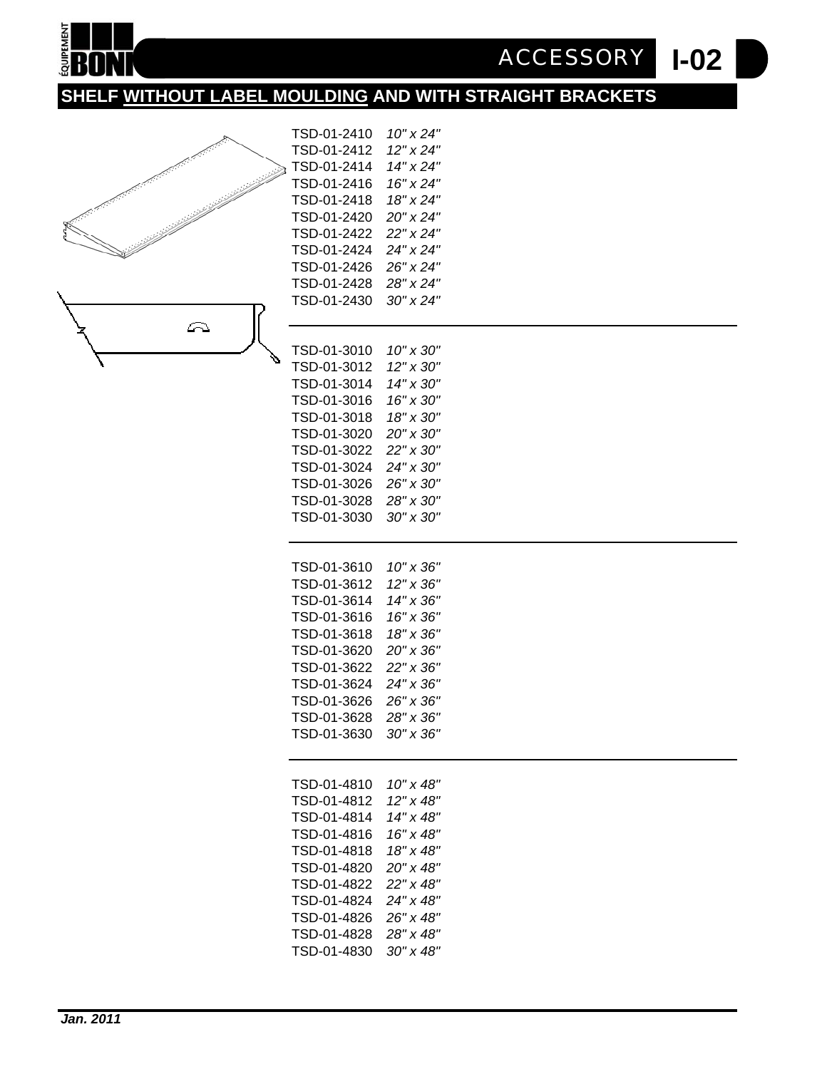# ACCESSORY I-02

## SHELF WITHOUT LABEL MOULDING AND WITH STRAIGHT BRACKETS

| | |
|---|---|
| TSD-01-2410 | *10" x 24"* |
| TSD-01-2412 | *12" x 24"* |
| TSD-01-2414 | *14" x 24"* |
| TSD-01-2416 | *16" x 24"* |
| TSD-01-2418 | *18" x 24"* |
| TSD-01-2420 | *20" x 24"* |
| TSD-01-2422 | *22" x 24"* |
| TSD-01-2424 | *24" x 24"* |
| TSD-01-2426 | *26" x 24"* |
| TSD-01-2428 | *28" x 24"* |
| TSD-01-2430 | *30" x 24"* |

---

| | |
|---|---|
| TSD-01-3010 | *10" x 30"* |
| TSD-01-3012 | *12" x 30"* |
| TSD-01-3014 | *14" x 30"* |
| TSD-01-3016 | *16" x 30"* |
| TSD-01-3018 | *18" x 30"* |
| TSD-01-3020 | *20" x 30"* |
| TSD-01-3022 | *22" x 30"* |
| TSD-01-3024 | *24" x 30"* |
| TSD-01-3026 | *26" x 30"* |
| TSD-01-3028 | *28" x 30"* |
| TSD-01-3030 | *30" x 30"* |

---

| | |
|---|---|
| TSD-01-3610 | *10" x 36"* |
| TSD-01-3612 | *12" x 36"* |
| TSD-01-3614 | *14" x 36"* |
| TSD-01-3616 | *16" x 36"* |
| TSD-01-3618 | *18" x 36"* |
| TSD-01-3620 | *20" x 36"* |
| TSD-01-3622 | *22" x 36"* |
| TSD-01-3624 | *24" x 36"* |
| TSD-01-3626 | *26" x 36"* |
| TSD-01-3628 | *28" x 36"* |
| TSD-01-3630 | *30" x 36"* |

---

| | |
|---|---|
| TSD-01-4810 | *10" x 48"* |
| TSD-01-4812 | *12" x 48"* |
| TSD-01-4814 | *14" x 48"* |
| TSD-01-4816 | *16" x 48"* |
| TSD-01-4818 | *18" x 48"* |
| TSD-01-4820 | *20" x 48"* |
| TSD-01-4822 | *22" x 48"* |
| TSD-01-4824 | *24" x 48"* |
| TSD-01-4826 | *26" x 48"* |
| TSD-01-4828 | *28" x 48"* |
| TSD-01-4830 | *30" x 48"* |

***Jan. 2011***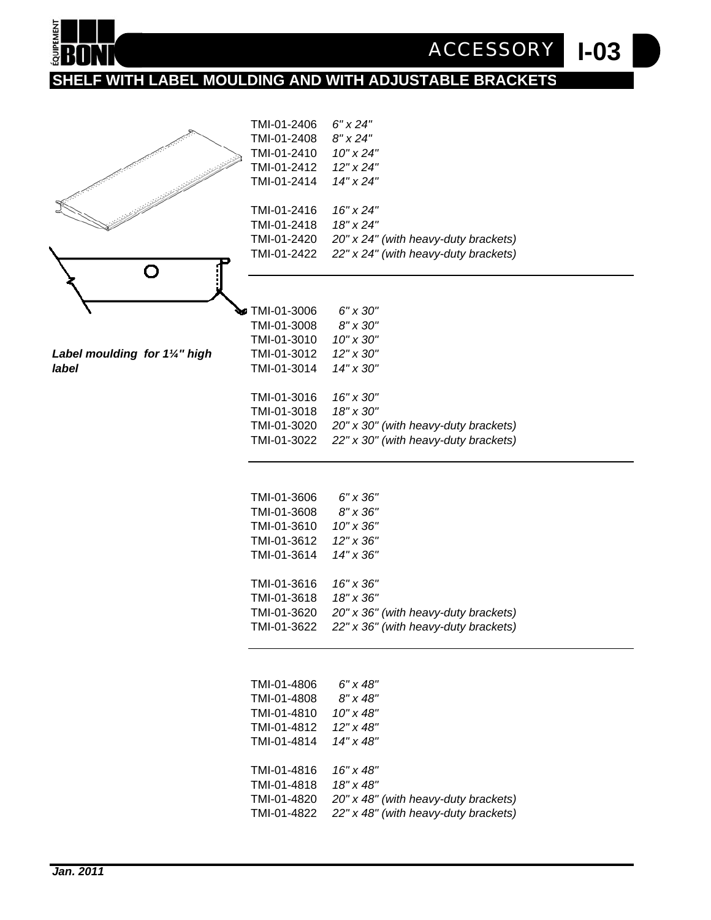# ACCESSORY I-03

## SHELF WITH LABEL MOULDING AND WITH ADJUSTABLE BRACKETS

***Label moulding for 1¼" high label***

TMI-01-2406 *6" x 24"*
TMI-01-2408 *8" x 24"*
TMI-01-2410 *10" x 24"*
TMI-01-2412 *12" x 24"*
TMI-01-2414 *14" x 24"*

TMI-01-2416 *16" x 24"*
TMI-01-2418 *18" x 24"*
TMI-01-2420 *20" x 24" (with heavy-duty brackets)*
TMI-01-2422 *22" x 24" (with heavy-duty brackets)*

---

TMI-01-3006 *6" x 30"*
TMI-01-3008 *8" x 30"*
TMI-01-3010 *10" x 30"*
TMI-01-3012 *12" x 30"*
TMI-01-3014 *14" x 30"*

TMI-01-3016 *16" x 30"*
TMI-01-3018 *18" x 30"*
TMI-01-3020 *20" x 30" (with heavy-duty brackets)*
TMI-01-3022 *22" x 30" (with heavy-duty brackets)*

---

TMI-01-3606 *6" x 36"*
TMI-01-3608 *8" x 36"*
TMI-01-3610 *10" x 36"*
TMI-01-3612 *12" x 36"*
TMI-01-3614 *14" x 36"*

TMI-01-3616 *16" x 36"*
TMI-01-3618 *18" x 36"*
TMI-01-3620 *20" x 36" (with heavy-duty brackets)*
TMI-01-3622 *22" x 36" (with heavy-duty brackets)*

---

TMI-01-4806 *6" x 48"*
TMI-01-4808 *8" x 48"*
TMI-01-4810 *10" x 48"*
TMI-01-4812 *12" x 48"*
TMI-01-4814 *14" x 48"*

TMI-01-4816 *16" x 48"*
TMI-01-4818 *18" x 48"*
TMI-01-4820 *20" x 48" (with heavy-duty brackets)*
TMI-01-4822 *22" x 48" (with heavy-duty brackets)*

***Jan. 2011***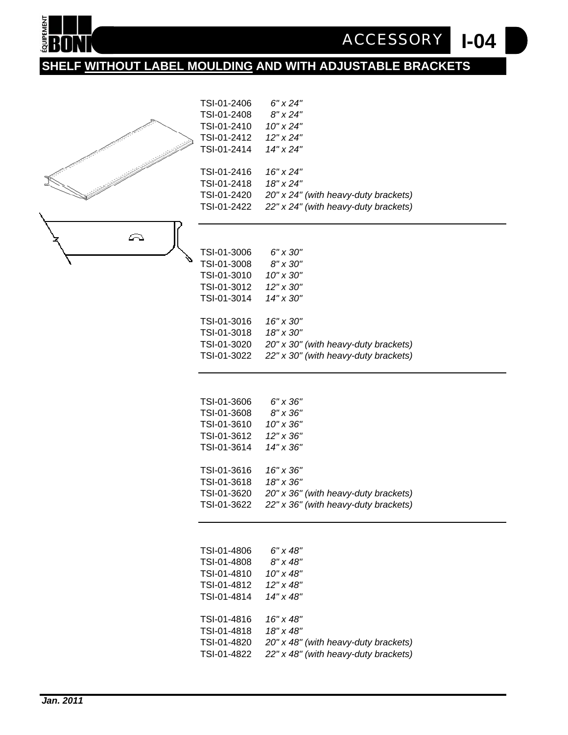ACCESSORY **I-04**

## SHELF WITHOUT LABEL MOULDING AND WITH ADJUSTABLE BRACKETS

TSI-01-2406 *6" x 24"*
TSI-01-2408 *8" x 24"*
TSI-01-2410 *10" x 24"*
TSI-01-2412 *12" x 24"*
TSI-01-2414 *14" x 24"*

TSI-01-2416 *16" x 24"*
TSI-01-2418 *18" x 24"*
TSI-01-2420 *20" x 24" (with heavy-duty brackets)*
TSI-01-2422 *22" x 24" (with heavy-duty brackets)*

---

TSI-01-3006 *6" x 30"*
TSI-01-3008 *8" x 30"*
TSI-01-3010 *10" x 30"*
TSI-01-3012 *12" x 30"*
TSI-01-3014 *14" x 30"*

TSI-01-3016 *16" x 30"*
TSI-01-3018 *18" x 30"*
TSI-01-3020 *20" x 30" (with heavy-duty brackets)*
TSI-01-3022 *22" x 30" (with heavy-duty brackets)*

---

TSI-01-3606 *6" x 36"*
TSI-01-3608 *8" x 36"*
TSI-01-3610 *10" x 36"*
TSI-01-3612 *12" x 36"*
TSI-01-3614 *14" x 36"*

TSI-01-3616 *16" x 36"*
TSI-01-3618 *18" x 36"*
TSI-01-3620 *20" x 36" (with heavy-duty brackets)*
TSI-01-3622 *22" x 36" (with heavy-duty brackets)*

---

TSI-01-4806 *6" x 48"*
TSI-01-4808 *8" x 48"*
TSI-01-4810 *10" x 48"*
TSI-01-4812 *12" x 48"*
TSI-01-4814 *14" x 48"*

TSI-01-4816 *16" x 48"*
TSI-01-4818 *18" x 48"*
TSI-01-4820 *20" x 48" (with heavy-duty brackets)*
TSI-01-4822 *22" x 48" (with heavy-duty brackets)*

***Jan. 2011***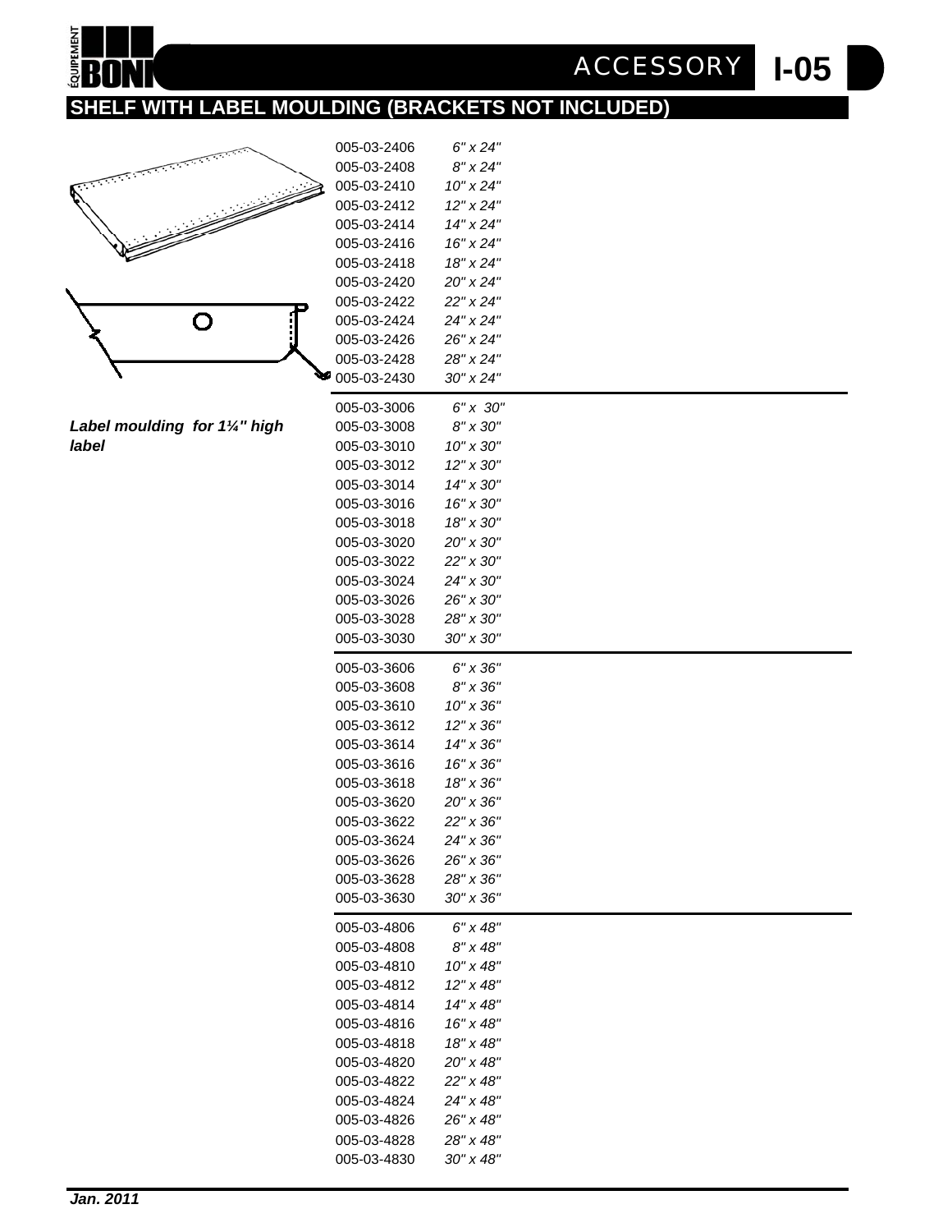## SHELF WITH LABEL MOULDING (BRACKETS NOT INCLUDED)

*Label moulding for 1¼" high label*

| Part No. | Size |
|---|---|
| 005-03-2406 | *6" x 24"* |
| 005-03-2408 | *8" x 24"* |
| 005-03-2410 | *10" x 24"* |
| 005-03-2412 | *12" x 24"* |
| 005-03-2414 | *14" x 24"* |
| 005-03-2416 | *16" x 24"* |
| 005-03-2418 | *18" x 24"* |
| 005-03-2420 | *20" x 24"* |
| 005-03-2422 | *22" x 24"* |
| 005-03-2424 | *24" x 24"* |
| 005-03-2426 | *26" x 24"* |
| 005-03-2428 | *28" x 24"* |
| 005-03-2430 | *30" x 24"* |
| 005-03-3006 | *6" x 30"* |
| 005-03-3008 | *8" x 30"* |
| 005-03-3010 | *10" x 30"* |
| 005-03-3012 | *12" x 30"* |
| 005-03-3014 | *14" x 30"* |
| 005-03-3016 | *16" x 30"* |
| 005-03-3018 | *18" x 30"* |
| 005-03-3020 | *20" x 30"* |
| 005-03-3022 | *22" x 30"* |
| 005-03-3024 | *24" x 30"* |
| 005-03-3026 | *26" x 30"* |
| 005-03-3028 | *28" x 30"* |
| 005-03-3030 | *30" x 30"* |
| 005-03-3606 | *6" x 36"* |
| 005-03-3608 | *8" x 36"* |
| 005-03-3610 | *10" x 36"* |
| 005-03-3612 | *12" x 36"* |
| 005-03-3614 | *14" x 36"* |
| 005-03-3616 | *16" x 36"* |
| 005-03-3618 | *18" x 36"* |
| 005-03-3620 | *20" x 36"* |
| 005-03-3622 | *22" x 36"* |
| 005-03-3624 | *24" x 36"* |
| 005-03-3626 | *26" x 36"* |
| 005-03-3628 | *28" x 36"* |
| 005-03-3630 | *30" x 36"* |
| 005-03-4806 | *6" x 48"* |
| 005-03-4808 | *8" x 48"* |
| 005-03-4810 | *10" x 48"* |
| 005-03-4812 | *12" x 48"* |
| 005-03-4814 | *14" x 48"* |
| 005-03-4816 | *16" x 48"* |
| 005-03-4818 | *18" x 48"* |
| 005-03-4820 | *20" x 48"* |
| 005-03-4822 | *22" x 48"* |
| 005-03-4824 | *24" x 48"* |
| 005-03-4826 | *26" x 48"* |
| 005-03-4828 | *28" x 48"* |
| 005-03-4830 | *30" x 48"* |

***Jan. 2011***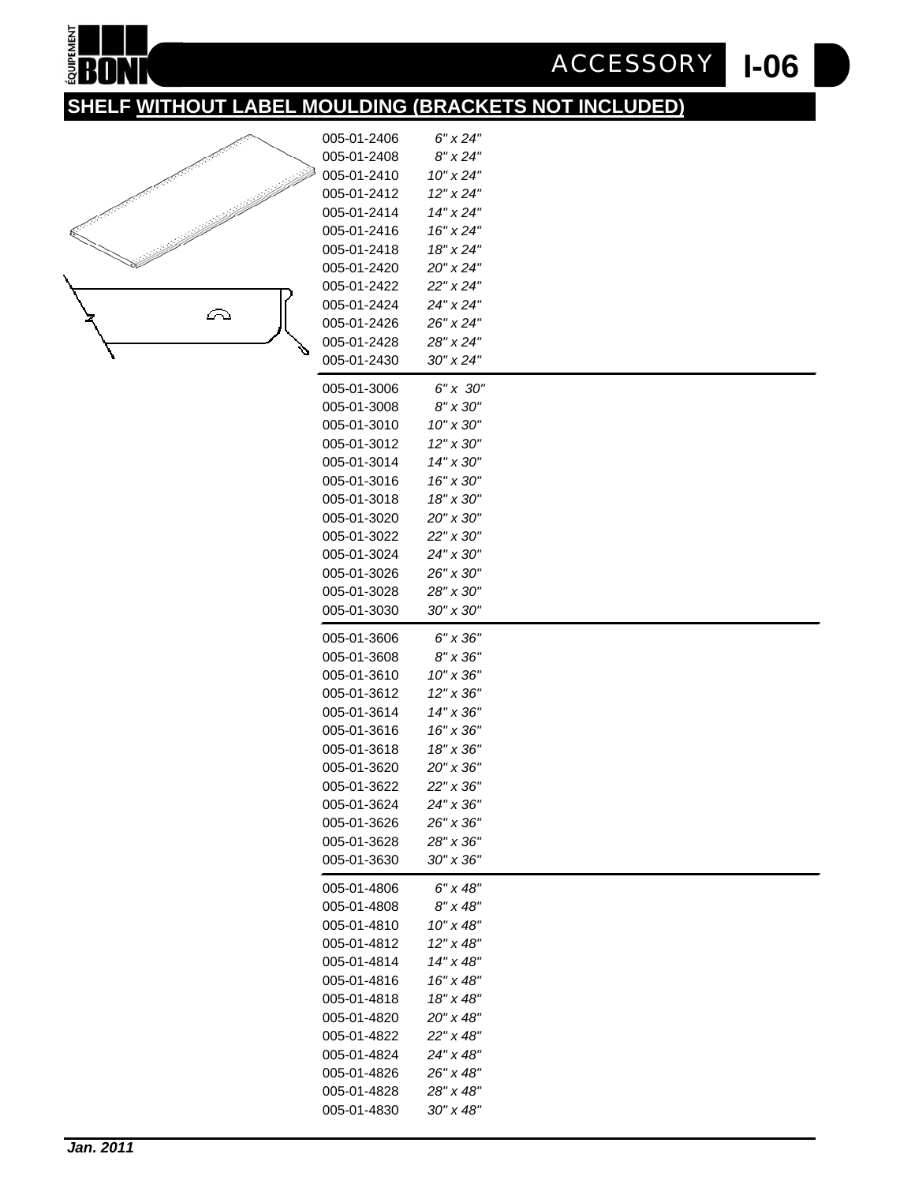## SHELF WITHOUT LABEL MOULDING (BRACKETS NOT INCLUDED)

| Part number | Size |
|---|---|
| 005-01-2406 | *6" x 24"* |
| 005-01-2408 | *8" x 24"* |
| 005-01-2410 | *10" x 24"* |
| 005-01-2412 | *12" x 24"* |
| 005-01-2414 | *14" x 24"* |
| 005-01-2416 | *16" x 24"* |
| 005-01-2418 | *18" x 24"* |
| 005-01-2420 | *20" x 24"* |
| 005-01-2422 | *22" x 24"* |
| 005-01-2424 | *24" x 24"* |
| 005-01-2426 | *26" x 24"* |
| 005-01-2428 | *28" x 24"* |
| 005-01-2430 | *30" x 24"* |
| 005-01-3006 | *6" x 30"* |
| 005-01-3008 | *8" x 30"* |
| 005-01-3010 | *10" x 30"* |
| 005-01-3012 | *12" x 30"* |
| 005-01-3014 | *14" x 30"* |
| 005-01-3016 | *16" x 30"* |
| 005-01-3018 | *18" x 30"* |
| 005-01-3020 | *20" x 30"* |
| 005-01-3022 | *22" x 30"* |
| 005-01-3024 | *24" x 30"* |
| 005-01-3026 | *26" x 30"* |
| 005-01-3028 | *28" x 30"* |
| 005-01-3030 | *30" x 30"* |
| 005-01-3606 | *6" x 36"* |
| 005-01-3608 | *8" x 36"* |
| 005-01-3610 | *10" x 36"* |
| 005-01-3612 | *12" x 36"* |
| 005-01-3614 | *14" x 36"* |
| 005-01-3616 | *16" x 36"* |
| 005-01-3618 | *18" x 36"* |
| 005-01-3620 | *20" x 36"* |
| 005-01-3622 | *22" x 36"* |
| 005-01-3624 | *24" x 36"* |
| 005-01-3626 | *26" x 36"* |
| 005-01-3628 | *28" x 36"* |
| 005-01-3630 | *30" x 36"* |
| 005-01-4806 | *6" x 48"* |
| 005-01-4808 | *8" x 48"* |
| 005-01-4810 | *10" x 48"* |
| 005-01-4812 | *12" x 48"* |
| 005-01-4814 | *14" x 48"* |
| 005-01-4816 | *16" x 48"* |
| 005-01-4818 | *18" x 48"* |
| 005-01-4820 | *20" x 48"* |
| 005-01-4822 | *22" x 48"* |
| 005-01-4824 | *24" x 48"* |
| 005-01-4826 | *26" x 48"* |
| 005-01-4828 | *28" x 48"* |
| 005-01-4830 | *30" x 48"* |

***Jan. 2011***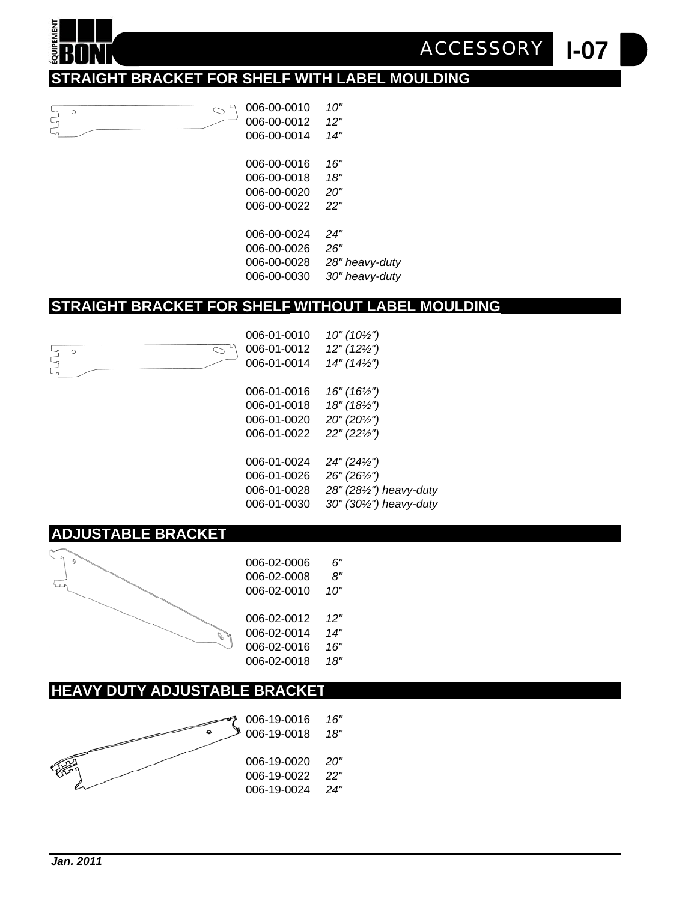# ACCESSORY I-07

## STRAIGHT BRACKET FOR SHELF WITH LABEL MOULDING

| | |
|---|---|
| 006-00-0010 | *10"* |
| 006-00-0012 | *12"* |
| 006-00-0014 | *14"* |
| 006-00-0016 | *16"* |
| 006-00-0018 | *18"* |
| 006-00-0020 | *20"* |
| 006-00-0022 | *22"* |
| 006-00-0024 | *24"* |
| 006-00-0026 | *26"* |
| 006-00-0028 | *28" heavy-duty* |
| 006-00-0030 | *30" heavy-duty* |

## STRAIGHT BRACKET FOR SHELF WITHOUT LABEL MOULDING

| | |
|---|---|
| 006-01-0010 | *10" (10½")* |
| 006-01-0012 | *12" (12½")* |
| 006-01-0014 | *14" (14½")* |
| 006-01-0016 | *16" (16½")* |
| 006-01-0018 | *18" (18½")* |
| 006-01-0020 | *20" (20½")* |
| 006-01-0022 | *22" (22½")* |
| 006-01-0024 | *24" (24½")* |
| 006-01-0026 | *26" (26½")* |
| 006-01-0028 | *28" (28½") heavy-duty* |
| 006-01-0030 | *30" (30½") heavy-duty* |

## ADJUSTABLE BRACKET

| | |
|---|---|
| 006-02-0006 | *6"* |
| 006-02-0008 | *8"* |
| 006-02-0010 | *10"* |
| 006-02-0012 | *12"* |
| 006-02-0014 | *14"* |
| 006-02-0016 | *16"* |
| 006-02-0018 | *18"* |

## HEAVY DUTY ADJUSTABLE BRACKET

| | |
|---|---|
| 006-19-0016 | *16"* |
| 006-19-0018 | *18"* |
| 006-19-0020 | *20"* |
| 006-19-0022 | *22"* |
| 006-19-0024 | *24"* |

***Jan. 2011***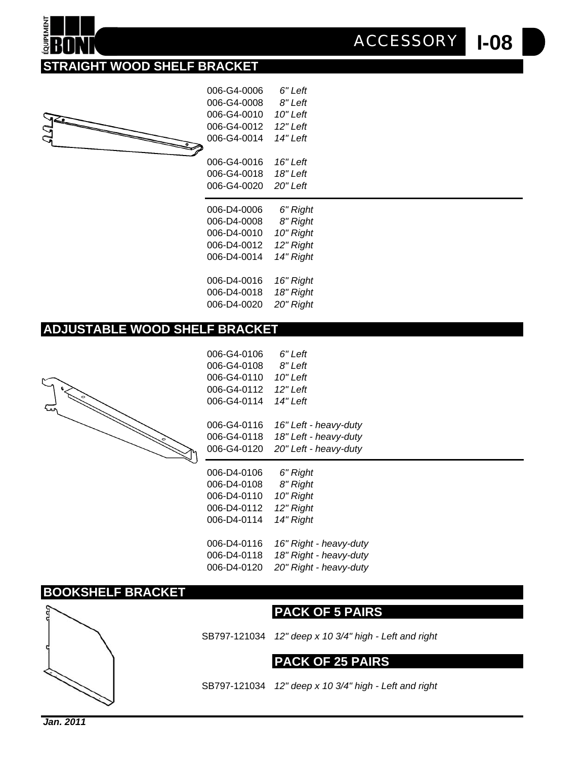## STRAIGHT WOOD SHELF BRACKET

| | |
|---|---|
| 006-G4-0006 | *6" Left* |
| 006-G4-0008 | *8" Left* |
| 006-G4-0010 | *10" Left* |
| 006-G4-0012 | *12" Left* |
| 006-G4-0014 | *14" Left* |
| 006-G4-0016 | *16" Left* |
| 006-G4-0018 | *18" Left* |
| 006-G4-0020 | *20" Left* |

| | |
|---|---|
| 006-D4-0006 | *6" Right* |
| 006-D4-0008 | *8" Right* |
| 006-D4-0010 | *10" Right* |
| 006-D4-0012 | *12" Right* |
| 006-D4-0014 | *14" Right* |
| 006-D4-0016 | *16" Right* |
| 006-D4-0018 | *18" Right* |
| 006-D4-0020 | *20" Right* |

## ADJUSTABLE WOOD SHELF BRACKET

| | |
|---|---|
| 006-G4-0106 | *6" Left* |
| 006-G4-0108 | *8" Left* |
| 006-G4-0110 | *10" Left* |
| 006-G4-0112 | *12" Left* |
| 006-G4-0114 | *14" Left* |
| 006-G4-0116 | *16" Left - heavy-duty* |
| 006-G4-0118 | *18" Left - heavy-duty* |
| 006-G4-0120 | *20" Left - heavy-duty* |

| | |
|---|---|
| 006-D4-0106 | *6" Right* |
| 006-D4-0108 | *8" Right* |
| 006-D4-0110 | *10" Right* |
| 006-D4-0112 | *12" Right* |
| 006-D4-0114 | *14" Right* |
| 006-D4-0116 | *16" Right - heavy-duty* |
| 006-D4-0118 | *18" Right - heavy-duty* |
| 006-D4-0120 | *20" Right - heavy-duty* |

## BOOKSHELF BRACKET

### PACK OF 5 PAIRS

SB797-121034 *12" deep x 10 3/4" high - Left and right*

### PACK OF 25 PAIRS

SB797-121034 *12" deep x 10 3/4" high - Left and right*

***Jan. 2011***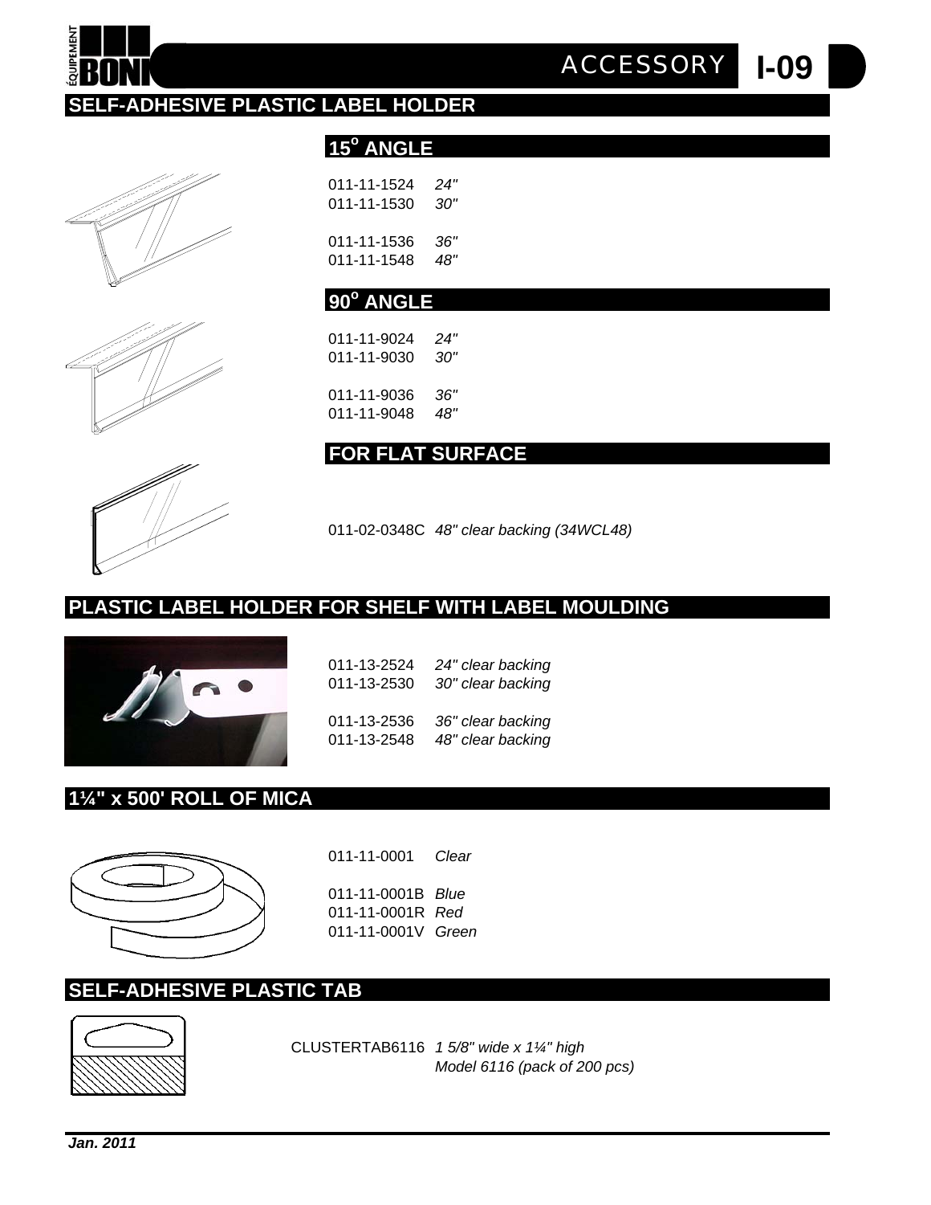# SELF-ADHESIVE PLASTIC LABEL HOLDER

## 15° ANGLE

011-11-1524 *24"*
011-11-1530 *30"*

011-11-1536 *36"*
011-11-1548 *48"*

## 90° ANGLE

011-11-9024 *24"*
011-11-9030 *30"*

011-11-9036 *36"*
011-11-9048 *48"*

## FOR FLAT SURFACE

011-02-0348C *48" clear backing (34WCL48)*

# PLASTIC LABEL HOLDER FOR SHELF WITH LABEL MOULDING

011-13-2524 *24" clear backing*
011-13-2530 *30" clear backing*

011-13-2536 *36" clear backing*
011-13-2548 *48" clear backing*

# 1¼" x 500' ROLL OF MICA

011-11-0001 *Clear*

011-11-0001B *Blue*
011-11-0001R *Red*
011-11-0001V *Green*

# SELF-ADHESIVE PLASTIC TAB

CLUSTERTAB6116 *1 5/8" wide x 1¼" high*
*Model 6116 (pack of 200 pcs)*

***Jan. 2011***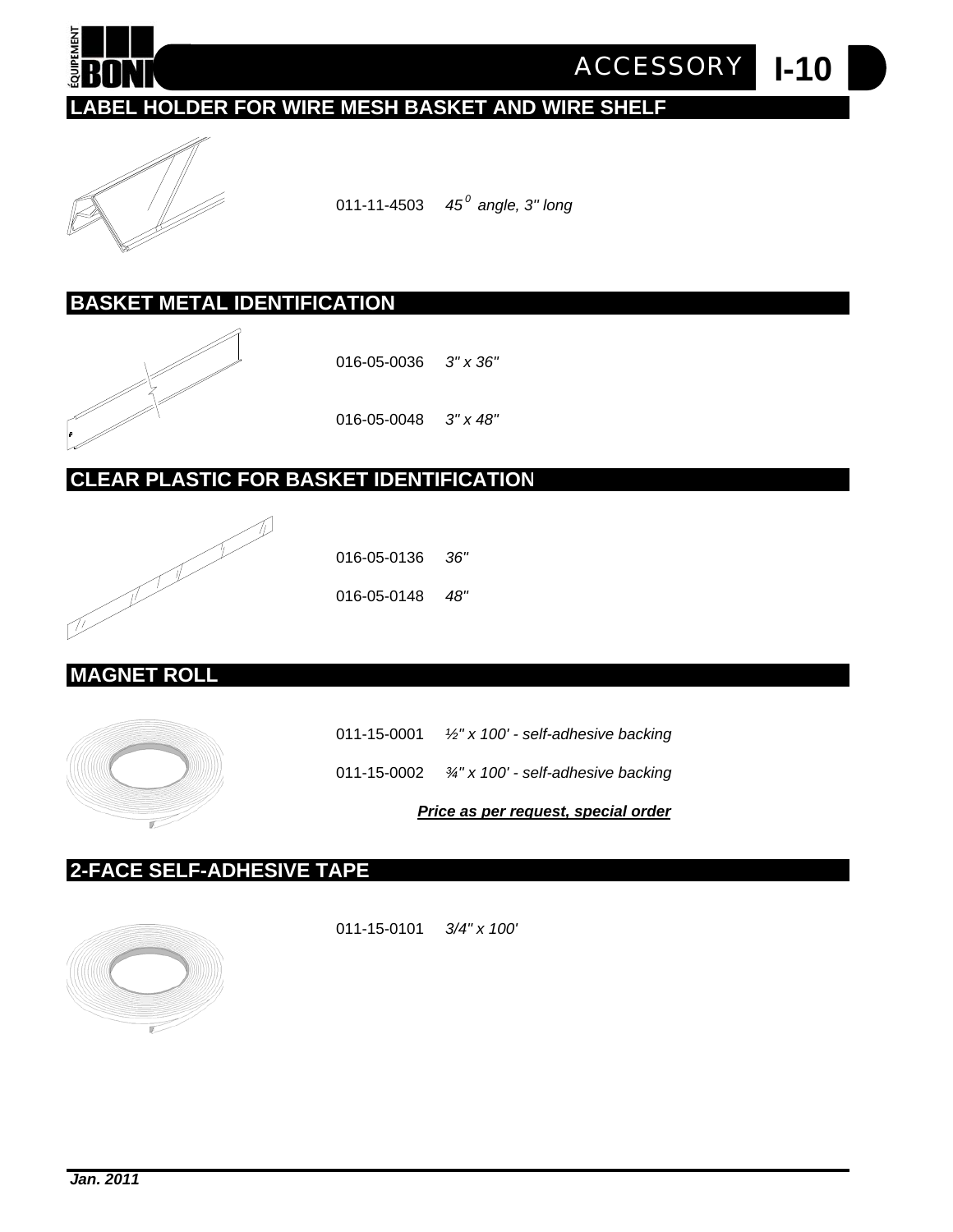## LABEL HOLDER FOR WIRE MESH BASKET AND WIRE SHELF

011-11-4503 *45$^{0}$ angle, 3'' long*

## BASKET METAL IDENTIFICATION

016-05-0036 *3" x 36"*

016-05-0048 *3" x 48"*

## CLEAR PLASTIC FOR BASKET IDENTIFICATION

016-05-0136 *36"*

016-05-0148 *48"*

## MAGNET ROLL

011-15-0001 *½" x 100' - self-adhesive backing*

011-15-0002 *¾" x 100' - self-adhesive backing*

***Price as per request, special order***

## 2-FACE SELF-ADHESIVE TAPE

011-15-0101 *3/4" x 100'*

***Jan. 2011***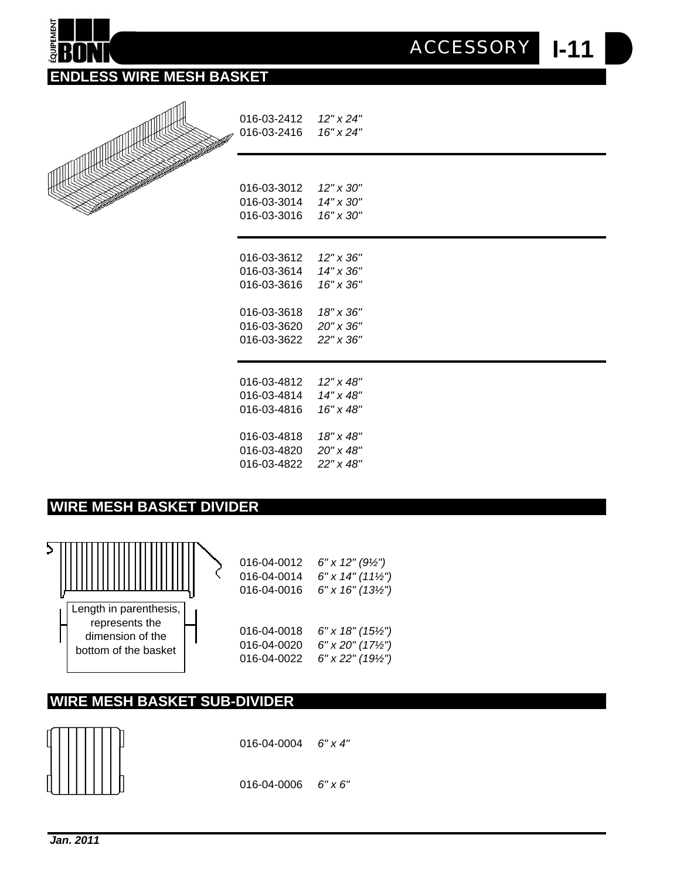## ENDLESS WIRE MESH BASKET

| | |
|---|---|
| 016-03-2412 | *12" x 24"* |
| 016-03-2416 | *16" x 24"* |
| 016-03-3012 | *12" x 30"* |
| 016-03-3014 | *14" x 30"* |
| 016-03-3016 | *16" x 30"* |
| 016-03-3612 | *12" x 36"* |
| 016-03-3614 | *14" x 36"* |
| 016-03-3616 | *16" x 36"* |
| 016-03-3618 | *18" x 36"* |
| 016-03-3620 | *20" x 36"* |
| 016-03-3622 | *22" x 36"* |
| 016-03-4812 | *12" x 48"* |
| 016-03-4814 | *14" x 48"* |
| 016-03-4816 | *16" x 48"* |
| 016-03-4818 | *18" x 48"* |
| 016-03-4820 | *20" x 48"* |
| 016-03-4822 | *22" x 48"* |

## WIRE MESH BASKET DIVIDER

Length in parenthesis, represents the dimension of the bottom of the basket

| | |
|---|---|
| 016-04-0012 | *6" x 12" (9½")* |
| 016-04-0014 | *6" x 14" (11½")* |
| 016-04-0016 | *6" x 16" (13½")* |
| 016-04-0018 | *6" x 18" (15½")* |
| 016-04-0020 | *6" x 20" (17½")* |
| 016-04-0022 | *6" x 22" (19½")* |

## WIRE MESH BASKET SUB-DIVIDER

| | |
|---|---|
| 016-04-0004 | *6" x 4"* |
| 016-04-0006 | *6" x 6"* |

***Jan. 2011***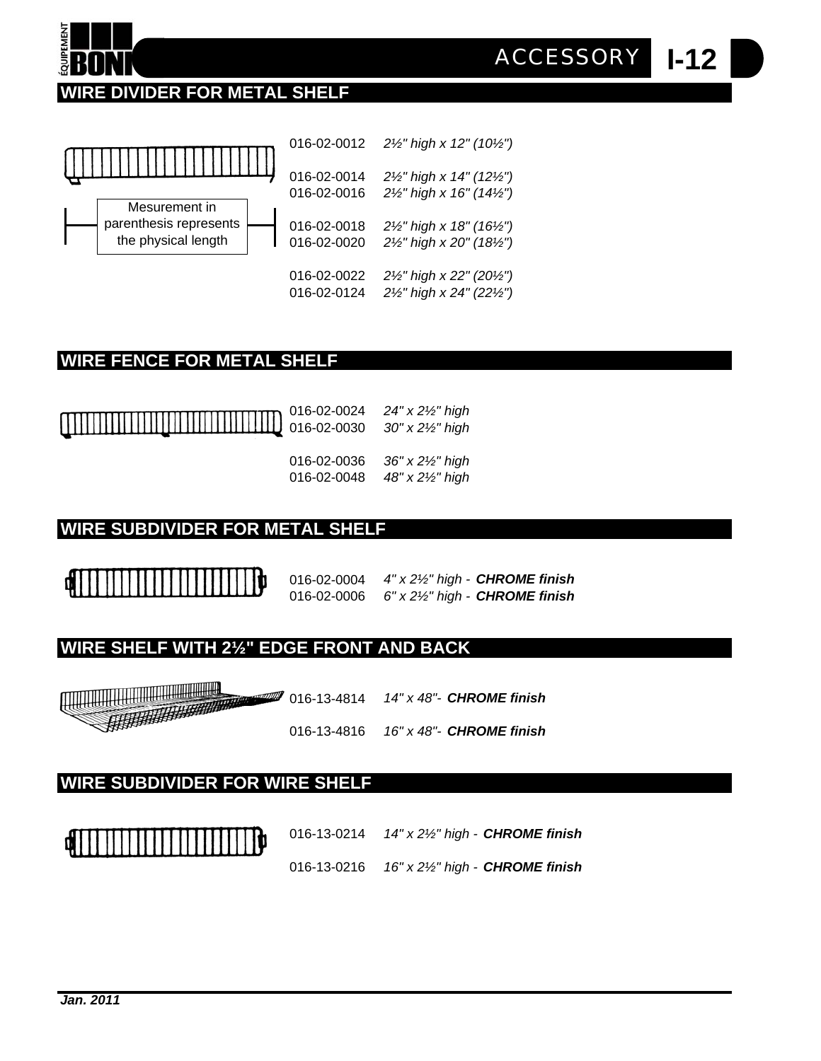## WIRE DIVIDER FOR METAL SHELF

Mesurement in parenthesis represents the physical length

| | |
|---|---|
| 016-02-0012 | *2½" high x 12" (10½")* |
| 016-02-0014 | *2½" high x 14" (12½")* |
| 016-02-0016 | *2½" high x 16" (14½")* |
| 016-02-0018 | *2½" high x 18" (16½")* |
| 016-02-0020 | *2½" high x 20" (18½")* |
| 016-02-0022 | *2½" high x 22" (20½")* |
| 016-02-0124 | *2½" high x 24" (22½")* |

## WIRE FENCE FOR METAL SHELF

| | |
|---|---|
| 016-02-0024 | *24" x 2½" high* |
| 016-02-0030 | *30" x 2½" high* |
| 016-02-0036 | *36" x 2½" high* |
| 016-02-0048 | *48" x 2½" high* |

## WIRE SUBDIVIDER FOR METAL SHELF

| | |
|---|---|
| 016-02-0004 | *4" x 2½" high - **CHROME finish*** |
| 016-02-0006 | *6" x 2½" high - **CHROME finish*** |

## WIRE SHELF WITH 2½" EDGE FRONT AND BACK

| | |
|---|---|
| 016-13-4814 | *14" x 48"- **CHROME finish*** |
| 016-13-4816 | *16" x 48"- **CHROME finish*** |

## WIRE SUBDIVIDER FOR WIRE SHELF

| | |
|---|---|
| 016-13-0214 | *14" x 2½" high - **CHROME finish*** |
| 016-13-0216 | *16" x 2½" high - **CHROME finish*** |

***Jan. 2011***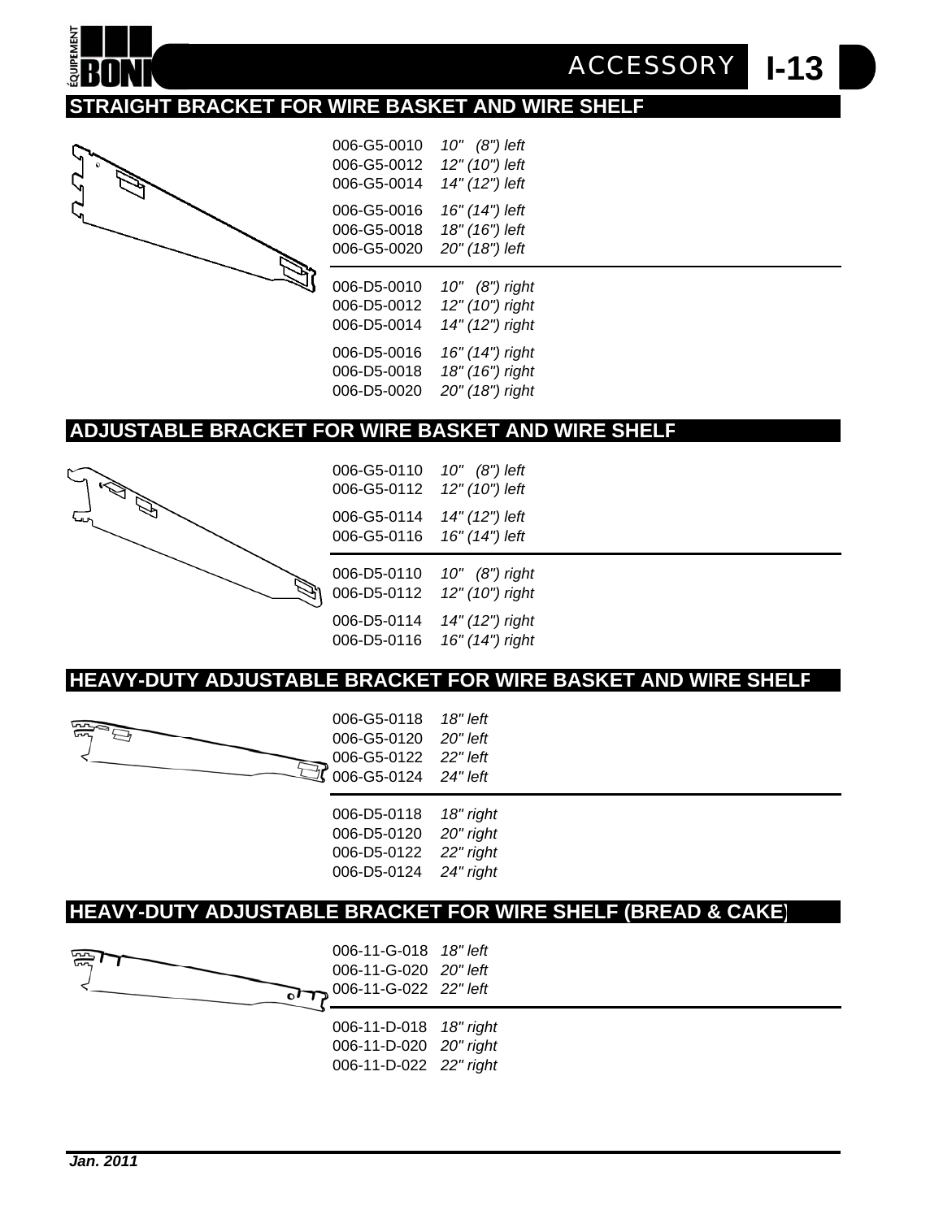## STRAIGHT BRACKET FOR WIRE BASKET AND WIRE SHELF

006-G5-0010 *10" (8") left*
006-G5-0012 *12" (10") left*
006-G5-0014 *14" (12") left*

006-G5-0016 *16" (14") left*
006-G5-0018 *18" (16") left*
006-G5-0020 *20" (18") left*

006-D5-0010 *10" (8") right*
006-D5-0012 *12" (10") right*
006-D5-0014 *14" (12") right*

006-D5-0016 *16" (14") right*
006-D5-0018 *18" (16") right*
006-D5-0020 *20" (18") right*

## ADJUSTABLE BRACKET FOR WIRE BASKET AND WIRE SHELF

006-G5-0110 *10" (8") left*
006-G5-0112 *12" (10") left*

006-G5-0114 *14" (12") left*
006-G5-0116 *16" (14") left*

006-D5-0110 *10" (8") right*
006-D5-0112 *12" (10") right*

006-D5-0114 *14" (12") right*
006-D5-0116 *16" (14") right*

## HEAVY-DUTY ADJUSTABLE BRACKET FOR WIRE BASKET AND WIRE SHELF

006-G5-0118 *18" left*
006-G5-0120 *20" left*
006-G5-0122 *22" left*
006-G5-0124 *24" left*

006-D5-0118 *18" right*
006-D5-0120 *20" right*
006-D5-0122 *22" right*
006-D5-0124 *24" right*

## HEAVY-DUTY ADJUSTABLE BRACKET FOR WIRE SHELF (BREAD & CAKE)

006-11-G-018 *18" left*
006-11-G-020 *20" left*
006-11-G-022 *22" left*

006-11-D-018 *18" right*
006-11-D-020 *20" right*
006-11-D-022 *22" right*

***Jan. 2011***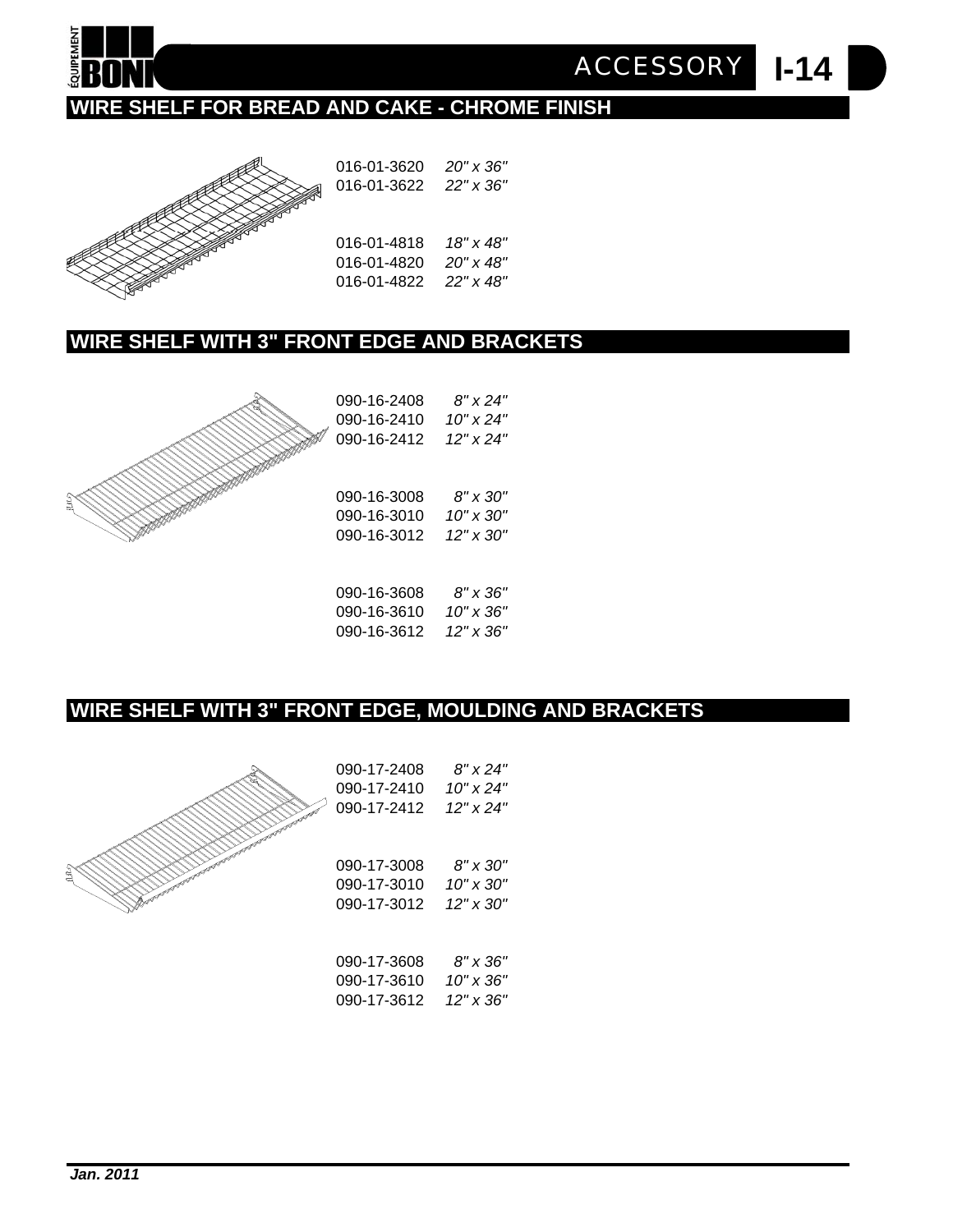## WIRE SHELF FOR BREAD AND CAKE - CHROME FINISH

| | |
|---|---|
| 016-01-3620 | *20" x 36"* |
| 016-01-3622 | *22" x 36"* |
| 016-01-4818 | *18" x 48"* |
| 016-01-4820 | *20" x 48"* |
| 016-01-4822 | *22" x 48"* |

## WIRE SHELF WITH 3" FRONT EDGE AND BRACKETS

| | |
|---|---|
| 090-16-2408 | *8" x 24"* |
| 090-16-2410 | *10" x 24"* |
| 090-16-2412 | *12" x 24"* |
| 090-16-3008 | *8" x 30"* |
| 090-16-3010 | *10" x 30"* |
| 090-16-3012 | *12" x 30"* |
| 090-16-3608 | *8" x 36"* |
| 090-16-3610 | *10" x 36"* |
| 090-16-3612 | *12" x 36"* |

## WIRE SHELF WITH 3" FRONT EDGE, MOULDING AND BRACKETS

| | |
|---|---|
| 090-17-2408 | *8" x 24"* |
| 090-17-2410 | *10" x 24"* |
| 090-17-2412 | *12" x 24"* |
| 090-17-3008 | *8" x 30"* |
| 090-17-3010 | *10" x 30"* |
| 090-17-3012 | *12" x 30"* |
| 090-17-3608 | *8" x 36"* |
| 090-17-3610 | *10" x 36"* |
| 090-17-3612 | *12" x 36"* |

***Jan. 2011***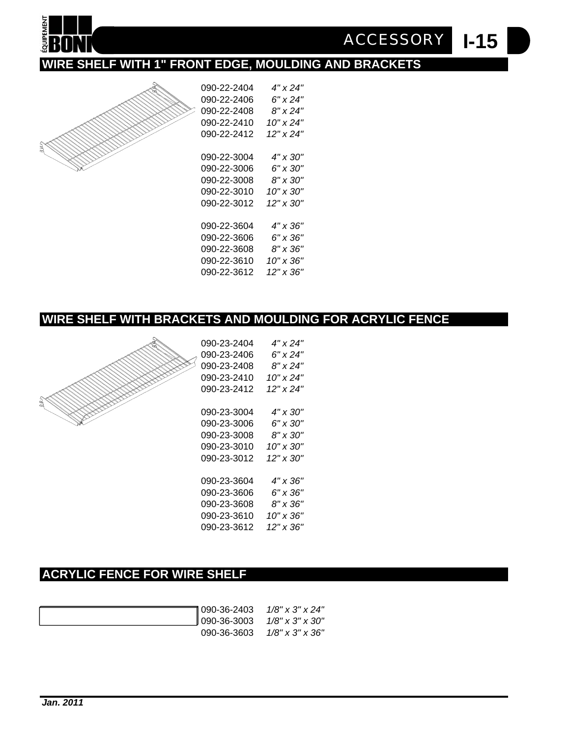## WIRE SHELF WITH 1" FRONT EDGE, MOULDING AND BRACKETS

| | |
|---|---|
| 090-22-2404 | *4" x 24"* |
| 090-22-2406 | *6" x 24"* |
| 090-22-2408 | *8" x 24"* |
| 090-22-2410 | *10" x 24"* |
| 090-22-2412 | *12" x 24"* |
| 090-22-3004 | *4" x 30"* |
| 090-22-3006 | *6" x 30"* |
| 090-22-3008 | *8" x 30"* |
| 090-22-3010 | *10" x 30"* |
| 090-22-3012 | *12" x 30"* |
| 090-22-3604 | *4" x 36"* |
| 090-22-3606 | *6" x 36"* |
| 090-22-3608 | *8" x 36"* |
| 090-22-3610 | *10" x 36"* |
| 090-22-3612 | *12" x 36"* |

## WIRE SHELF WITH BRACKETS AND MOULDING FOR ACRYLIC FENCE

| | |
|---|---|
| 090-23-2404 | *4" x 24"* |
| 090-23-2406 | *6" x 24"* |
| 090-23-2408 | *8" x 24"* |
| 090-23-2410 | *10" x 24"* |
| 090-23-2412 | *12" x 24"* |
| 090-23-3004 | *4" x 30"* |
| 090-23-3006 | *6" x 30"* |
| 090-23-3008 | *8" x 30"* |
| 090-23-3010 | *10" x 30"* |
| 090-23-3012 | *12" x 30"* |
| 090-23-3604 | *4" x 36"* |
| 090-23-3606 | *6" x 36"* |
| 090-23-3608 | *8" x 36"* |
| 090-23-3610 | *10" x 36"* |
| 090-23-3612 | *12" x 36"* |

## ACRYLIC FENCE FOR WIRE SHELF

| | |
|---|---|
| 090-36-2403 | *1/8" x 3" x 24"* |
| 090-36-3003 | *1/8" x 3" x 30"* |
| 090-36-3603 | *1/8" x 3" x 36"* |

***Jan. 2011***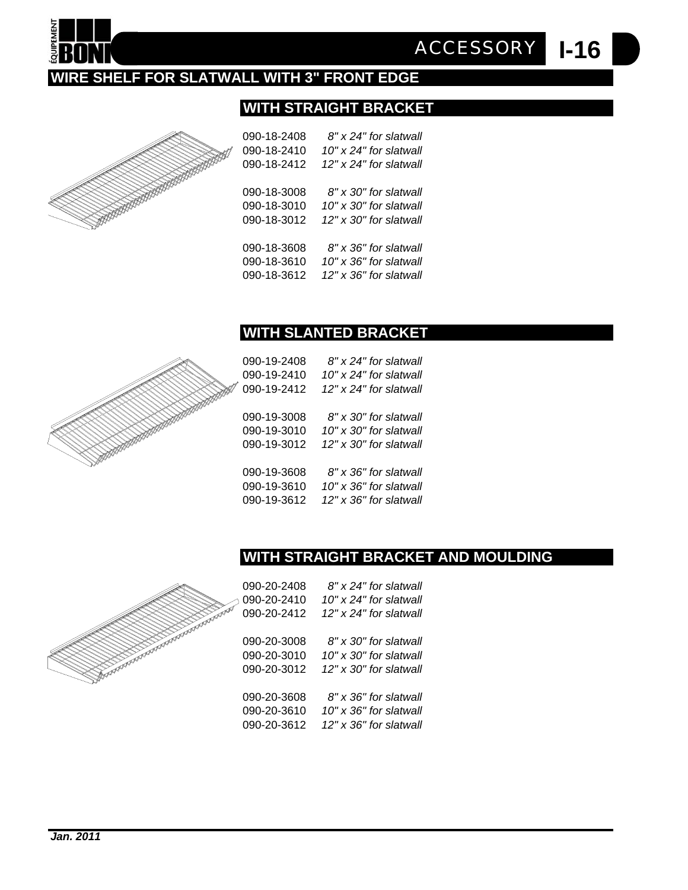## WIRE SHELF FOR SLATWALL WITH 3" FRONT EDGE

### WITH STRAIGHT BRACKET

090-18-2408 *8" x 24" for slatwall*
090-18-2410 *10" x 24" for slatwall*
090-18-2412 *12" x 24" for slatwall*

090-18-3008 *8" x 30" for slatwall*
090-18-3010 *10" x 30" for slatwall*
090-18-3012 *12" x 30" for slatwall*

090-18-3608 *8" x 36" for slatwall*
090-18-3610 *10" x 36" for slatwall*
090-18-3612 *12" x 36" for slatwall*

### WITH SLANTED BRACKET

090-19-2408 *8" x 24" for slatwall*
090-19-2410 *10" x 24" for slatwall*
090-19-2412 *12" x 24" for slatwall*

090-19-3008 *8" x 30" for slatwall*
090-19-3010 *10" x 30" for slatwall*
090-19-3012 *12" x 30" for slatwall*

090-19-3608 *8" x 36" for slatwall*
090-19-3610 *10" x 36" for slatwall*
090-19-3612 *12" x 36" for slatwall*

### WITH STRAIGHT BRACKET AND MOULDING

090-20-2408 *8" x 24" for slatwall*
090-20-2410 *10" x 24" for slatwall*
090-20-2412 *12" x 24" for slatwall*

090-20-3008 *8" x 30" for slatwall*
090-20-3010 *10" x 30" for slatwall*
090-20-3012 *12" x 30" for slatwall*

090-20-3608 *8" x 36" for slatwall*
090-20-3610 *10" x 36" for slatwall*
090-20-3612 *12" x 36" for slatwall*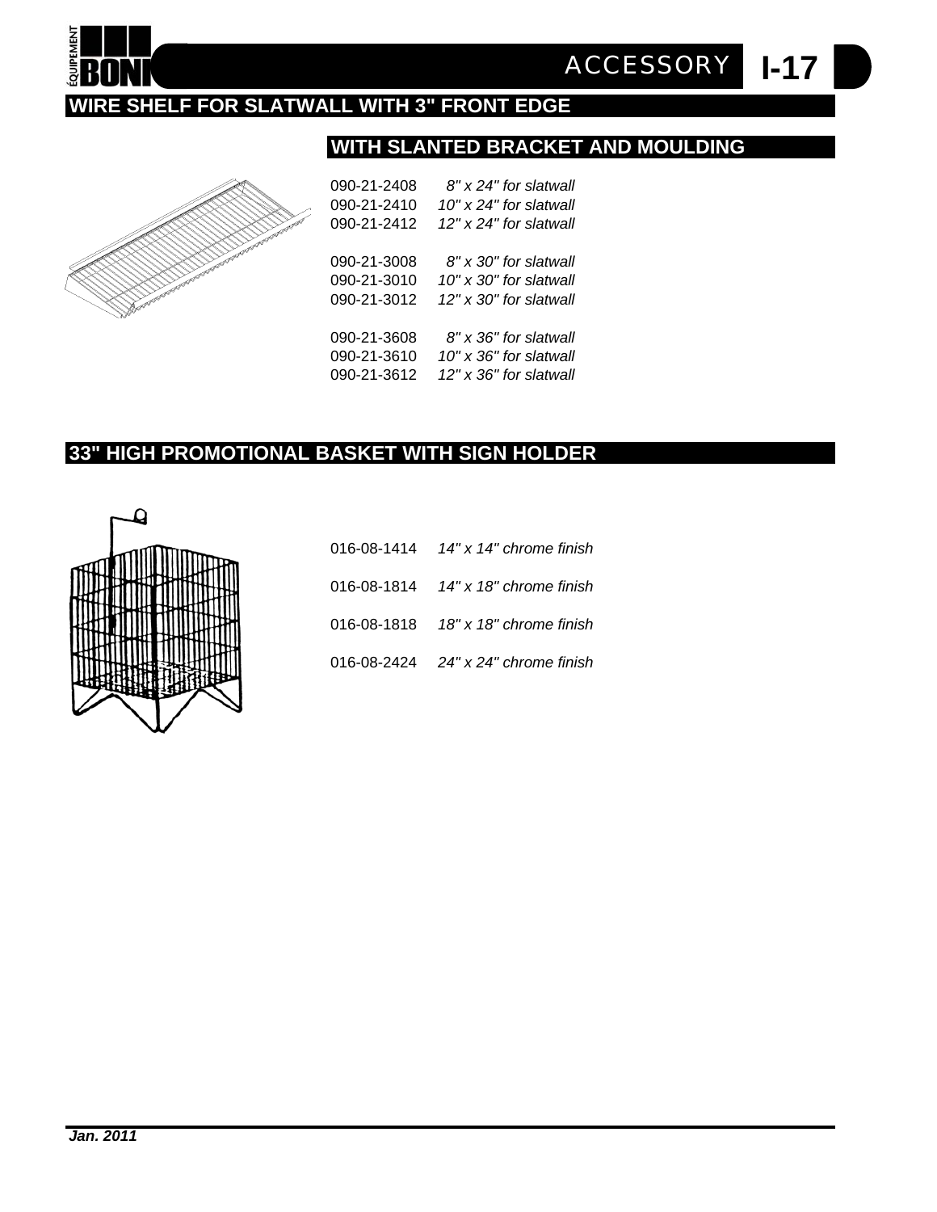## WIRE SHELF FOR SLATWALL WITH 3" FRONT EDGE

### WITH SLANTED BRACKET AND MOULDING

| | |
|---|---|
| 090-21-2408 | *8" x 24" for slatwall* |
| 090-21-2410 | *10" x 24" for slatwall* |
| 090-21-2412 | *12" x 24" for slatwall* |
| 090-21-3008 | *8" x 30" for slatwall* |
| 090-21-3010 | *10" x 30" for slatwall* |
| 090-21-3012 | *12" x 30" for slatwall* |
| 090-21-3608 | *8" x 36" for slatwall* |
| 090-21-3610 | *10" x 36" for slatwall* |
| 090-21-3612 | *12" x 36" for slatwall* |

## 33" HIGH PROMOTIONAL BASKET WITH SIGN HOLDER

| | |
|---|---|
| 016-08-1414 | *14" x 14" chrome finish* |
| 016-08-1814 | *14" x 18" chrome finish* |
| 016-08-1818 | *18" x 18" chrome finish* |
| 016-08-2424 | *24" x 24" chrome finish* |

***Jan. 2011***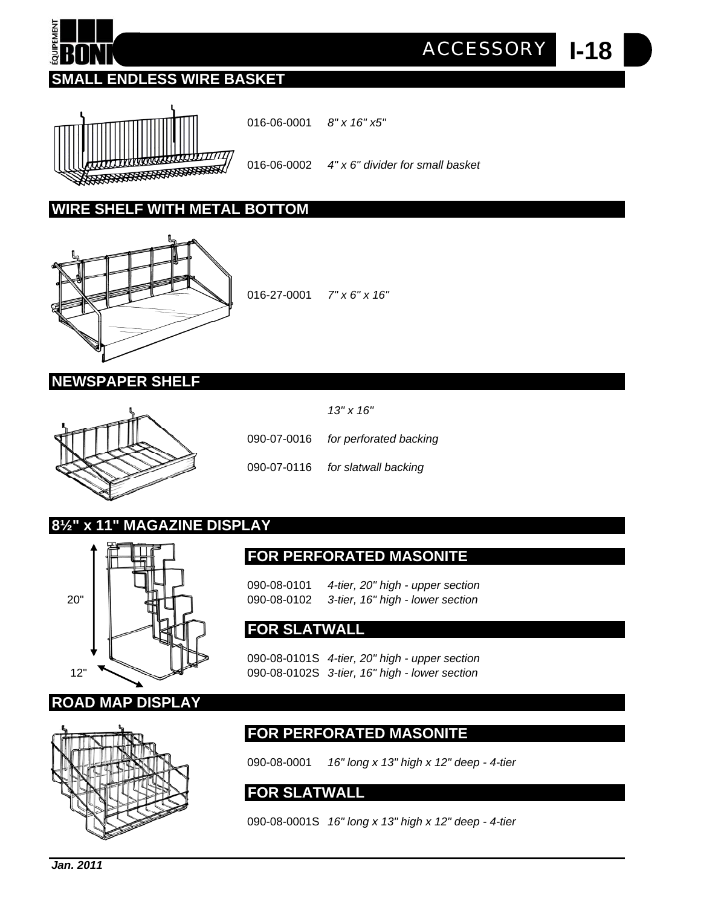## SMALL ENDLESS WIRE BASKET

016-06-0001 *8" x 16" x5"*

016-06-0002 *4" x 6" divider for small basket*

## WIRE SHELF WITH METAL BOTTOM

016-27-0001 *7" x 6" x 16"*

## NEWSPAPER SHELF

*13" x 16"*

090-07-0016 *for perforated backing*

090-07-0116 *for slatwall backing*

## 8½" x 11" MAGAZINE DISPLAY

20"

12"

### FOR PERFORATED MASONITE

090-08-0101 *4-tier, 20" high - upper section*
090-08-0102 *3-tier, 16" high - lower section*

### FOR SLATWALL

090-08-0101S *4-tier, 20" high - upper section*
090-08-0102S *3-tier, 16" high - lower section*

## ROAD MAP DISPLAY

### FOR PERFORATED MASONITE

090-08-0001 *16" long x 13" high x 12" deep - 4-tier*

### FOR SLATWALL

090-08-0001S *16" long x 13" high x 12" deep - 4-tier*

***Jan. 2011***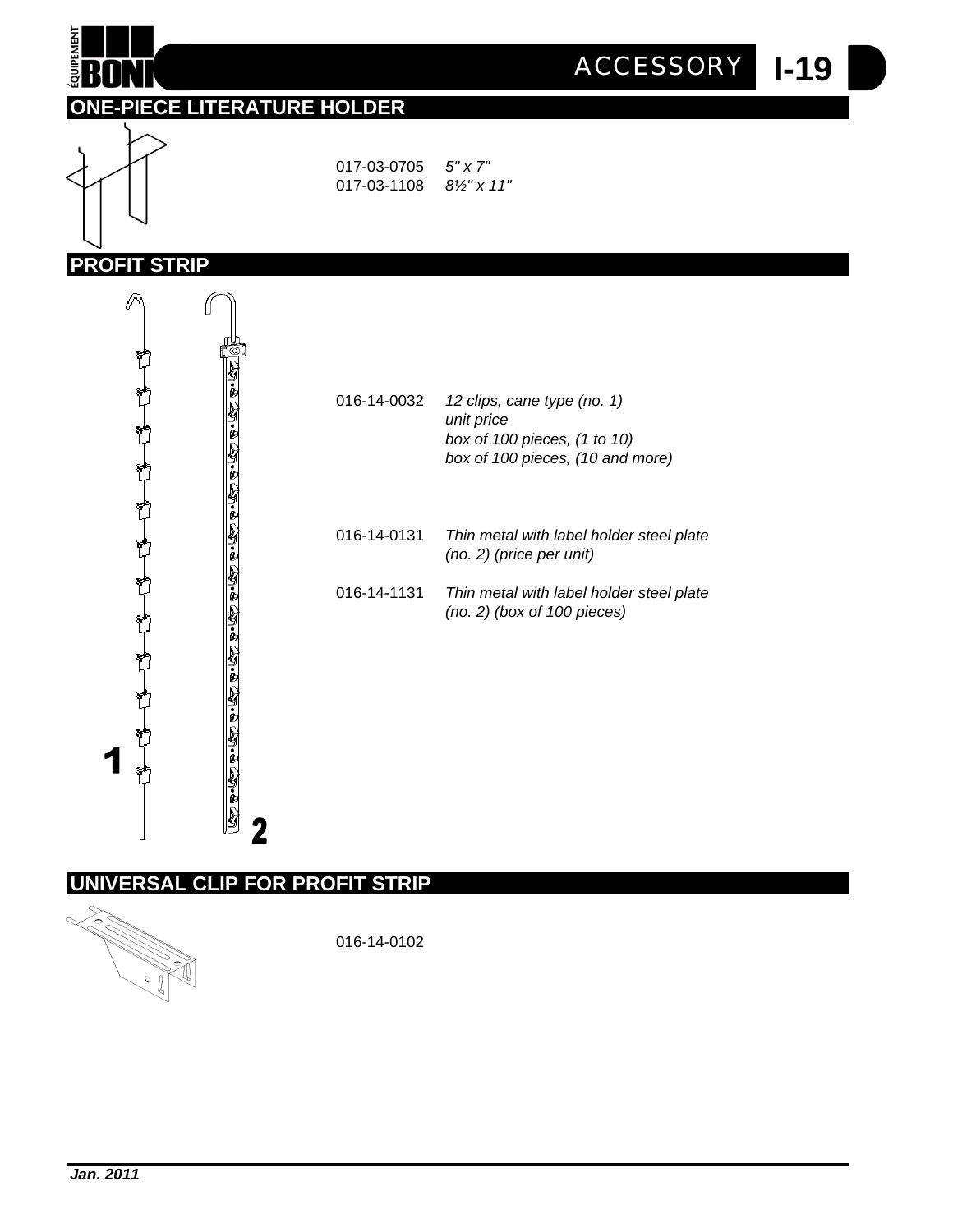## ONE-PIECE LITERATURE HOLDER

| | |
|---|---|
| 017-03-0705 | *5" x 7"* |
| 017-03-1108 | *8½" x 11"* |

## PROFIT STRIP

| | |
|---|---|
| 016-14-0032 | *12 clips, cane type (no. 1)*<br>*unit price*<br>*box of 100 pieces, (1 to 10)*<br>*box of 100 pieces, (10 and more)* |
| 016-14-0131 | *Thin metal with label holder steel plate (no. 2) (price per unit)* |
| 016-14-1131 | *Thin metal with label holder steel plate (no. 2) (box of 100 pieces)* |

## UNIVERSAL CLIP FOR PROFIT STRIP

016-14-0102

***Jan. 2011***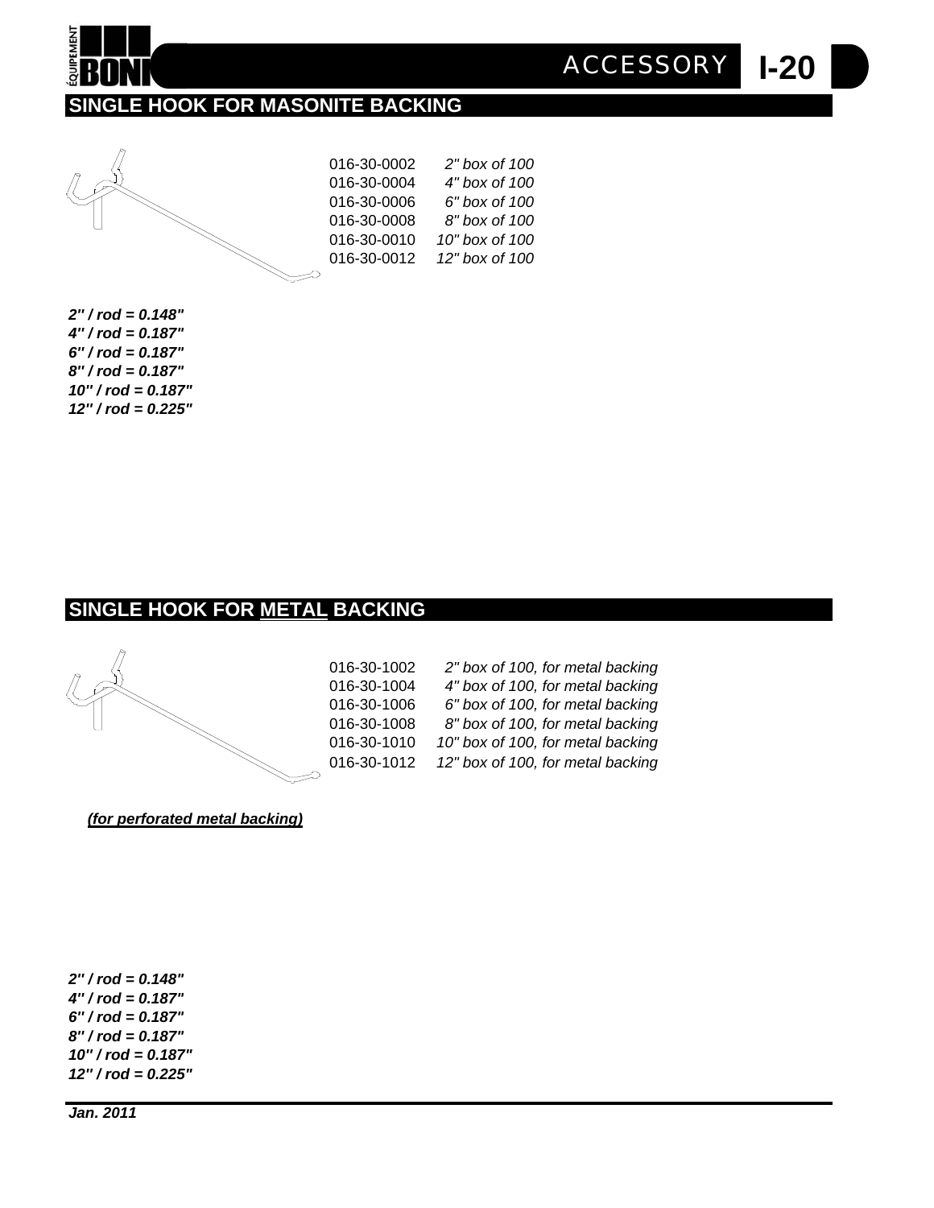ACCESSORY **I-20**

## SINGLE HOOK FOR MASONITE BACKING

| | |
|---|---|
| 016-30-0002 | *2" box of 100* |
| 016-30-0004 | *4" box of 100* |
| 016-30-0006 | *6" box of 100* |
| 016-30-0008 | *8" box of 100* |
| 016-30-0010 | *10" box of 100* |
| 016-30-0012 | *12" box of 100* |

***2" / rod = 0.148"***
***4" / rod = 0.187"***
***6" / rod = 0.187"***
***8" / rod = 0.187"***
***10" / rod = 0.187"***
***12" / rod = 0.225"***

## SINGLE HOOK FOR METAL BACKING

| | |
|---|---|
| 016-30-1002 | *2" box of 100, for metal backing* |
| 016-30-1004 | *4" box of 100, for metal backing* |
| 016-30-1006 | *6" box of 100, for metal backing* |
| 016-30-1008 | *8" box of 100, for metal backing* |
| 016-30-1010 | *10" box of 100, for metal backing* |
| 016-30-1012 | *12" box of 100, for metal backing* |

***(for perforated metal backing)***

***2" / rod = 0.148"***
***4" / rod = 0.187"***
***6" / rod = 0.187"***
***8" / rod = 0.187"***
***10" / rod = 0.187"***
***12" / rod = 0.225"***

***Jan. 2011***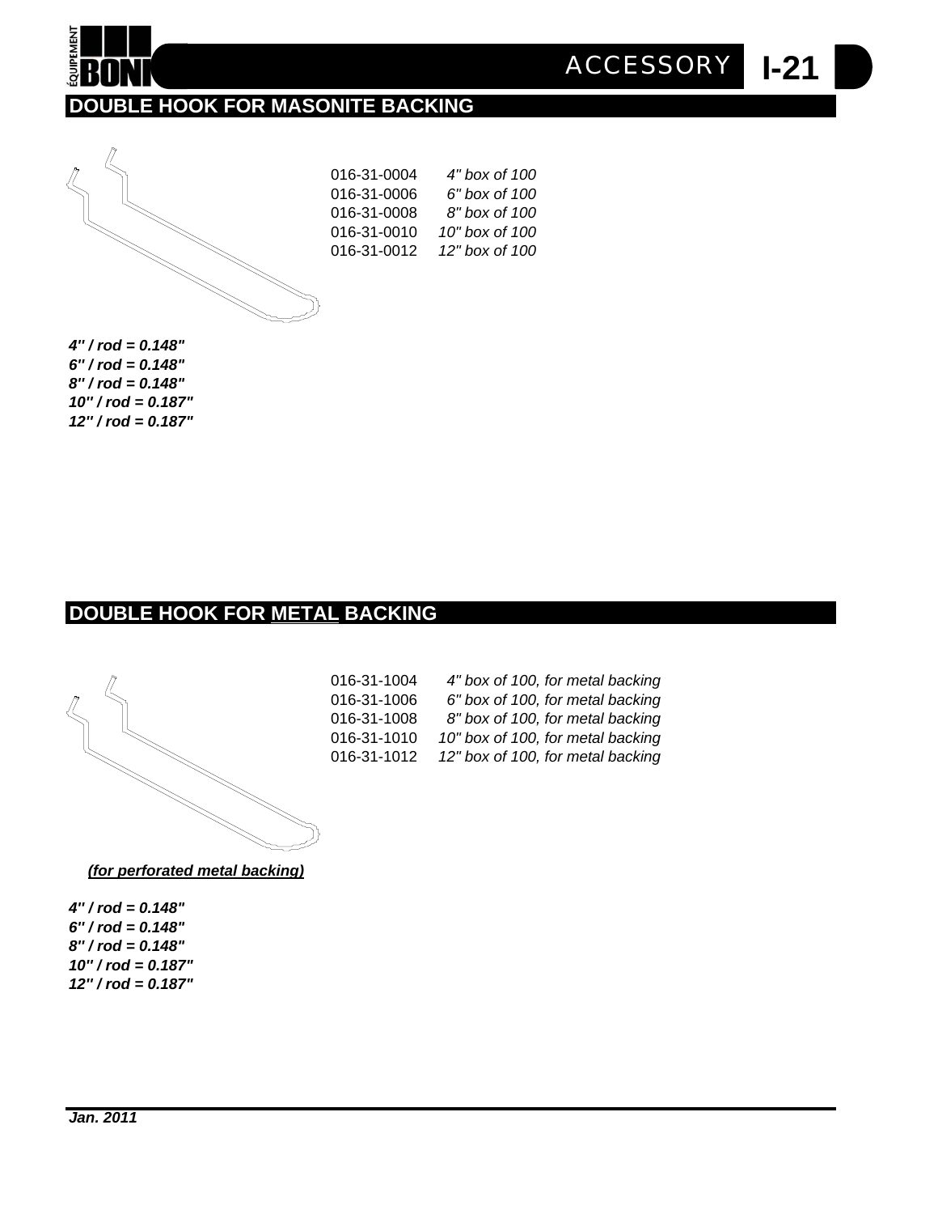## DOUBLE HOOK FOR MASONITE BACKING

| | |
|---|---|
| 016-31-0004 | *4" box of 100* |
| 016-31-0006 | *6" box of 100* |
| 016-31-0008 | *8" box of 100* |
| 016-31-0010 | *10" box of 100* |
| 016-31-0012 | *12" box of 100* |

***4" / rod = 0.148"***
***6" / rod = 0.148"***
***8" / rod = 0.148"***
***10" / rod = 0.187"***
***12" / rod = 0.187"***

## DOUBLE HOOK FOR METAL BACKING

| | |
|---|---|
| 016-31-1004 | *4" box of 100, for metal backing* |
| 016-31-1006 | *6" box of 100, for metal backing* |
| 016-31-1008 | *8" box of 100, for metal backing* |
| 016-31-1010 | *10" box of 100, for metal backing* |
| 016-31-1012 | *12" box of 100, for metal backing* |

***(for perforated metal backing)***

***4" / rod = 0.148"***
***6" / rod = 0.148"***
***8" / rod = 0.148"***
***10" / rod = 0.187"***
***12" / rod = 0.187"***

***Jan. 2011***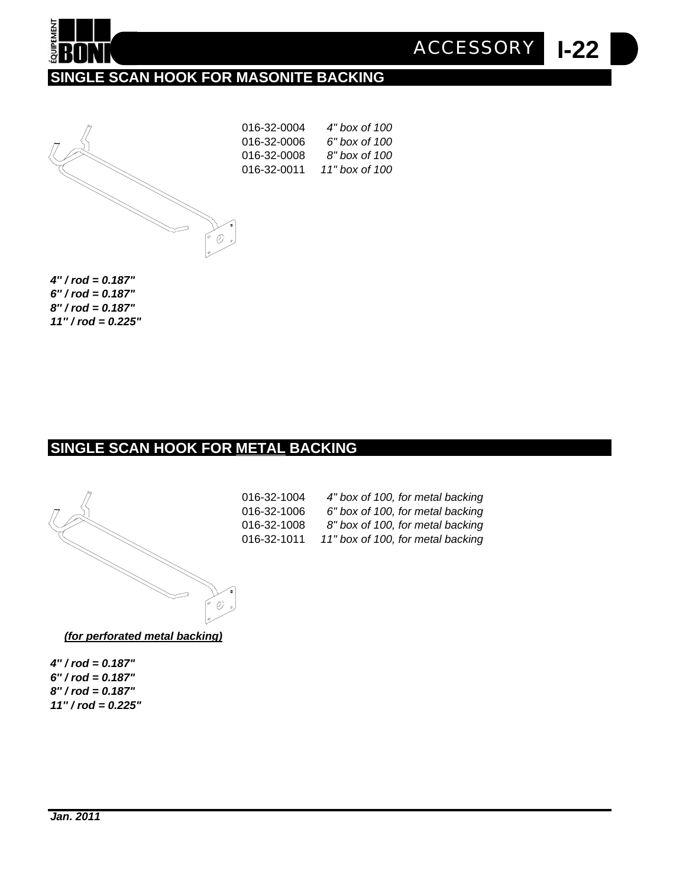## SINGLE SCAN HOOK FOR MASONITE BACKING

| | |
|---|---|
| 016-32-0004 | *4" box of 100* |
| 016-32-0006 | *6" box of 100* |
| 016-32-0008 | *8" box of 100* |
| 016-32-0011 | *11" box of 100* |

***4" / rod = 0.187"***
***6" / rod = 0.187"***
***8" / rod = 0.187"***
***11" / rod = 0.225"***

## SINGLE SCAN HOOK FOR METAL BACKING

| | |
|---|---|
| 016-32-1004 | *4" box of 100, for metal backing* |
| 016-32-1006 | *6" box of 100, for metal backing* |
| 016-32-1008 | *8" box of 100, for metal backing* |
| 016-32-1011 | *11" box of 100, for metal backing* |

***(for perforated metal backing)***

***4" / rod = 0.187"***
***6" / rod = 0.187"***
***8" / rod = 0.187"***
***11" / rod = 0.225"***

***Jan. 2011***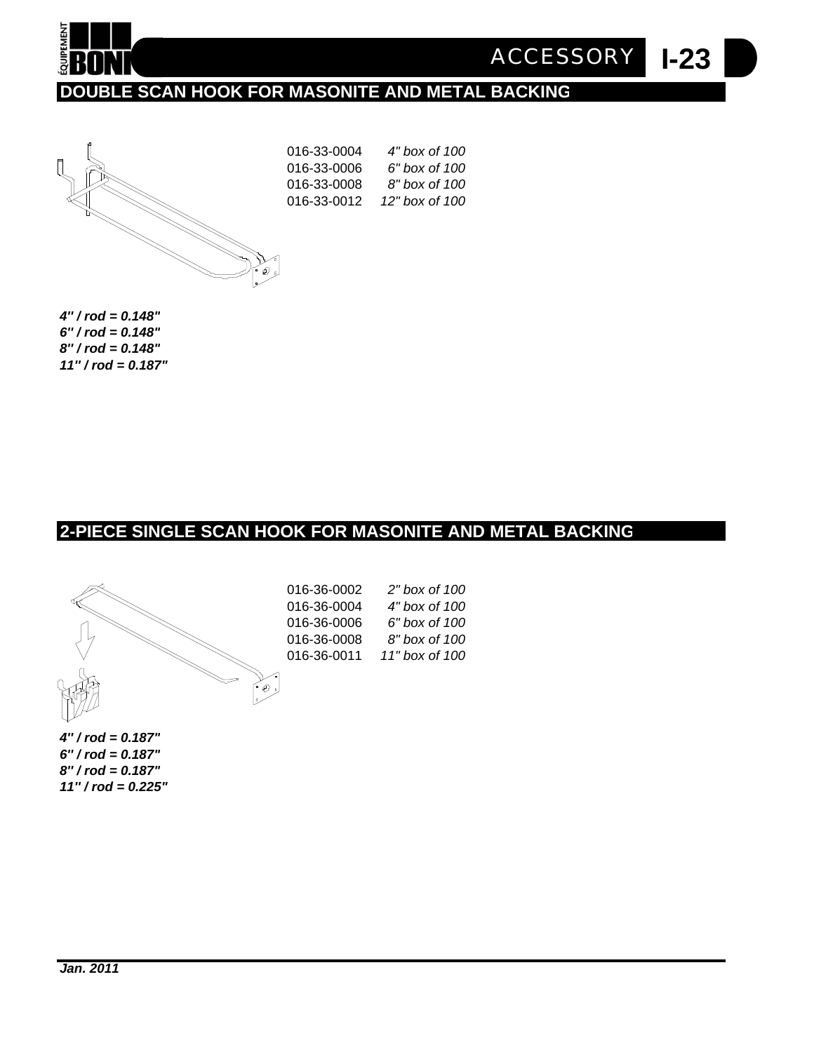## DOUBLE SCAN HOOK FOR MASONITE AND METAL BACKING

| | |
|---|---|
| 016-33-0004 | *4" box of 100* |
| 016-33-0006 | *6" box of 100* |
| 016-33-0008 | *8" box of 100* |
| 016-33-0012 | *12" box of 100* |

***4" / rod = 0.148"***
***6" / rod = 0.148"***
***8" / rod = 0.148"***
***11" / rod = 0.187"***

## 2-PIECE SINGLE SCAN HOOK FOR MASONITE AND METAL BACKING

| | |
|---|---|
| 016-36-0002 | *2" box of 100* |
| 016-36-0004 | *4" box of 100* |
| 016-36-0006 | *6" box of 100* |
| 016-36-0008 | *8" box of 100* |
| 016-36-0011 | *11" box of 100* |

***4" / rod = 0.187"***
***6" / rod = 0.187"***
***8" / rod = 0.187"***
***11" / rod = 0.225"***

***Jan. 2011***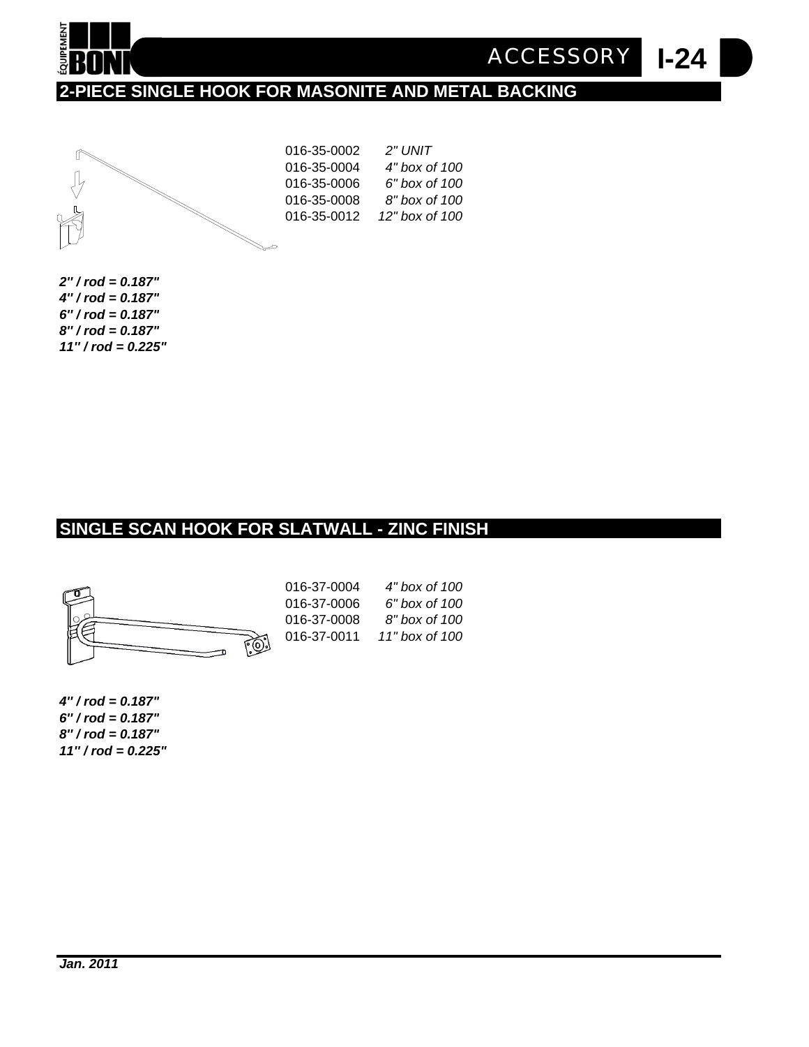## 2-PIECE SINGLE HOOK FOR MASONITE AND METAL BACKING

| | |
|---|---|
| 016-35-0002 | *2" UNIT* |
| 016-35-0004 | *4" box of 100* |
| 016-35-0006 | *6" box of 100* |
| 016-35-0008 | *8" box of 100* |
| 016-35-0012 | *12" box of 100* |

***2" / rod = 0.187"***
***4" / rod = 0.187"***
***6" / rod = 0.187"***
***8" / rod = 0.187"***
***11" / rod = 0.225"***

## SINGLE SCAN HOOK FOR SLATWALL - ZINC FINISH

| | |
|---|---|
| 016-37-0004 | *4" box of 100* |
| 016-37-0006 | *6" box of 100* |
| 016-37-0008 | *8" box of 100* |
| 016-37-0011 | *11" box of 100* |

***4" / rod = 0.187"***
***6" / rod = 0.187"***
***8" / rod = 0.187"***
***11" / rod = 0.225"***

***Jan. 2011***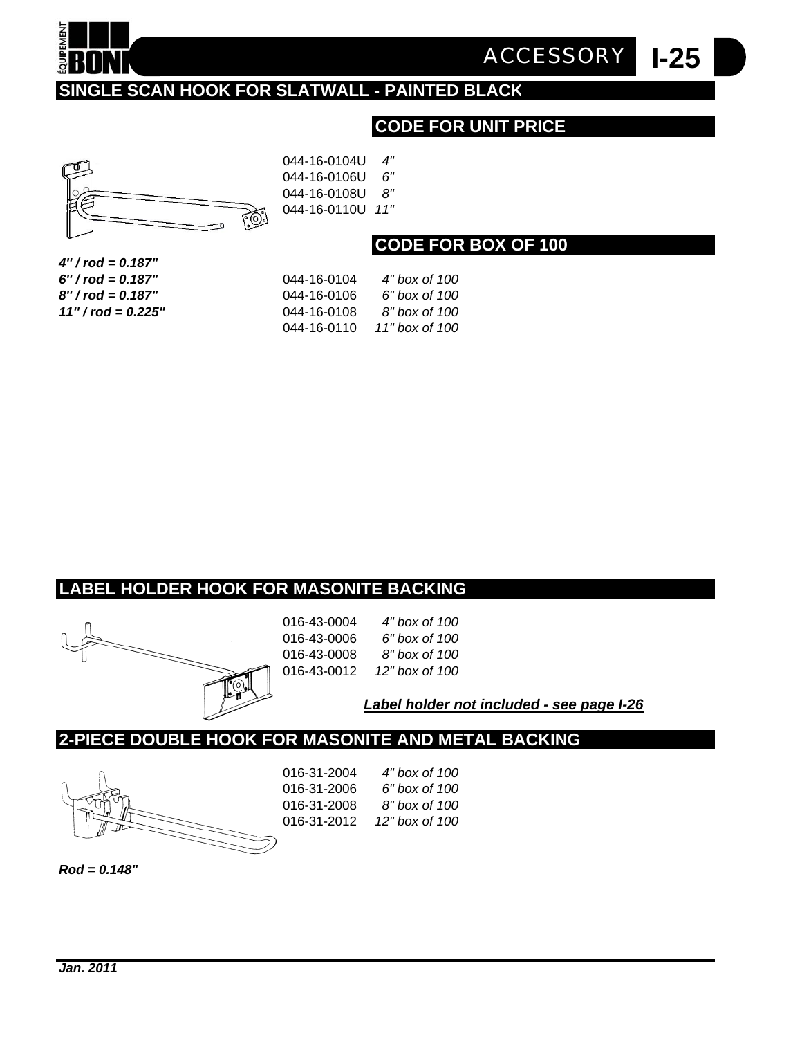## SINGLE SCAN HOOK FOR SLATWALL - PAINTED BLACK

### CODE FOR UNIT PRICE

044-16-0104U *4"*
044-16-0106U *6"*
044-16-0108U *8"*
044-16-0110U *11"*

### CODE FOR BOX OF 100

***4" / rod = 0.187"***
***6" / rod = 0.187"***
***8" / rod = 0.187"***
***11" / rod = 0.225"***

044-16-0104 *4" box of 100*
044-16-0106 *6" box of 100*
044-16-0108 *8" box of 100*
044-16-0110 *11" box of 100*

## LABEL HOLDER HOOK FOR MASONITE BACKING

016-43-0004 *4" box of 100*
016-43-0006 *6" box of 100*
016-43-0008 *8" box of 100*
016-43-0012 *12" box of 100*

***Label holder not included - see page I-26***

## 2-PIECE DOUBLE HOOK FOR MASONITE AND METAL BACKING

016-31-2004 *4" box of 100*
016-31-2006 *6" box of 100*
016-31-2008 *8" box of 100*
016-31-2012 *12" box of 100*

***Rod = 0.148"***

***Jan. 2011***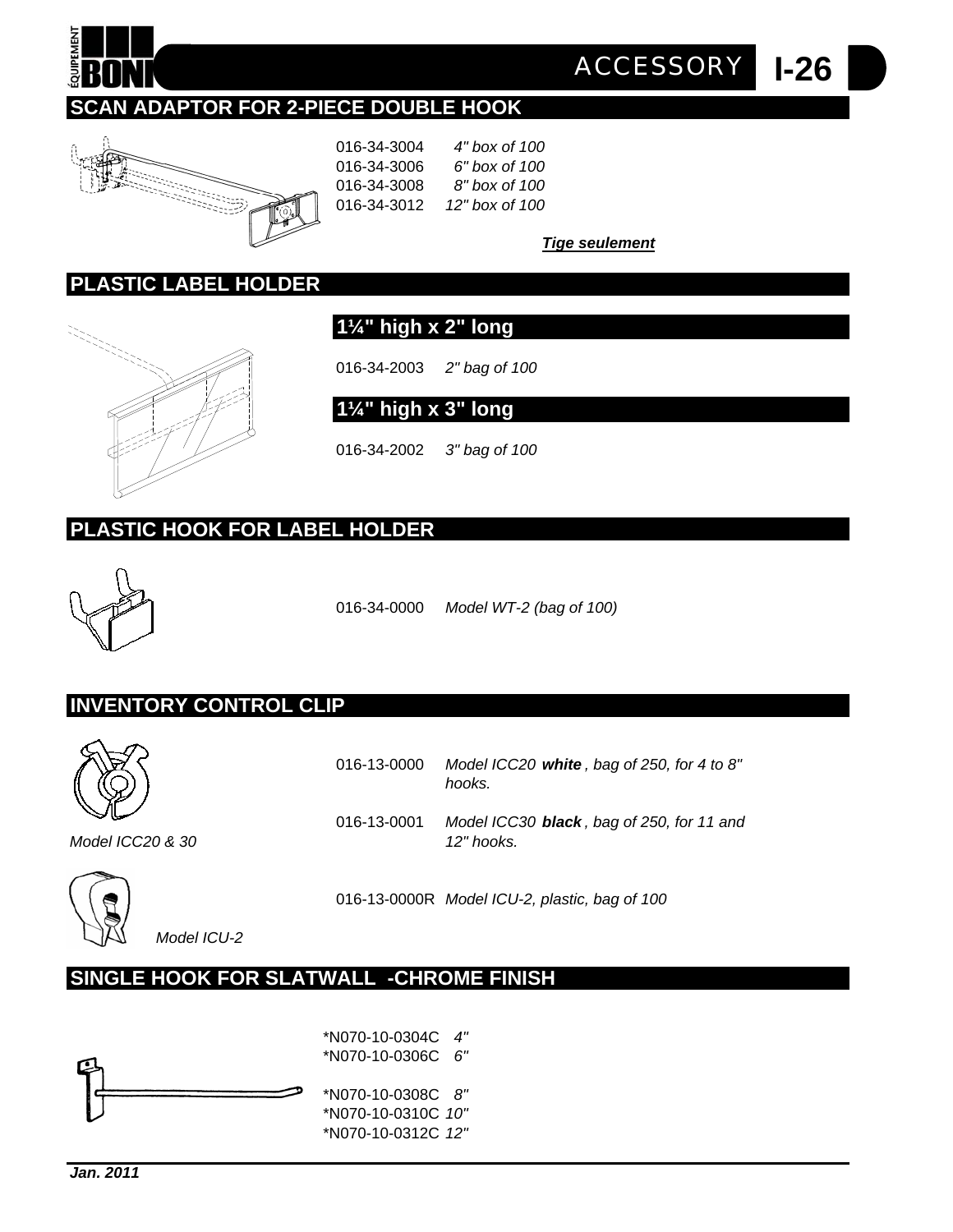# ACCESSORY I-26

## SCAN ADAPTOR FOR 2-PIECE DOUBLE HOOK

016-34-3004 *4" box of 100*
016-34-3006 *6" box of 100*
016-34-3008 *8" box of 100*
016-34-3012 *12" box of 100*

***Tige seulement***

## PLASTIC LABEL HOLDER

### 1¼" high x 2" long

016-34-2003 *2" bag of 100*

### 1¼" high x 3" long

016-34-2002 *3" bag of 100*

## PLASTIC HOOK FOR LABEL HOLDER

016-34-0000 *Model WT-2 (bag of 100)*

## INVENTORY CONTROL CLIP

016-13-0000 *Model ICC20* ***white*** *, bag of 250, for 4 to 8" hooks.*

016-13-0001 *Model ICC30* ***black*** *, bag of 250, for 11 and 12" hooks.*

*Model ICC20 & 30*

016-13-0000R *Model ICU-2, plastic, bag of 100*

*Model ICU-2*

## SINGLE HOOK FOR SLATWALL -CHROME FINISH

*N070-10-0304C *4"*
*N070-10-0306C *6"*

*N070-10-0308C *8"*
*N070-10-0310C *10"*
*N070-10-0312C *12"*

***Jan. 2011***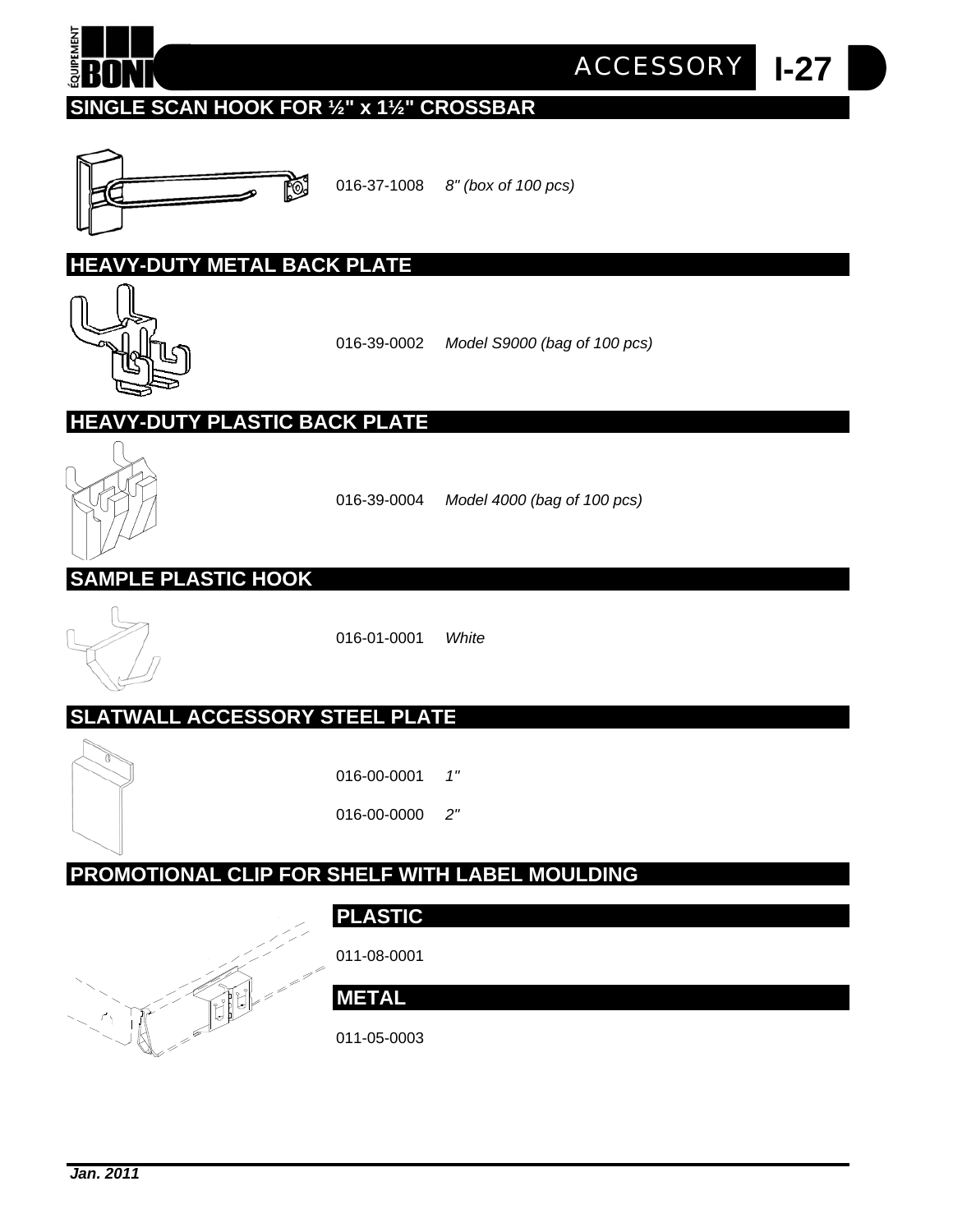## SINGLE SCAN HOOK FOR ½" x 1½" CROSSBAR

016-37-1008 *8" (box of 100 pcs)*

## HEAVY-DUTY METAL BACK PLATE

016-39-0002 *Model S9000 (bag of 100 pcs)*

## HEAVY-DUTY PLASTIC BACK PLATE

016-39-0004 *Model 4000 (bag of 100 pcs)*

## SAMPLE PLASTIC HOOK

016-01-0001 *White*

## SLATWALL ACCESSORY STEEL PLATE

016-00-0001 *1"*

016-00-0000 *2"*

## PROMOTIONAL CLIP FOR SHELF WITH LABEL MOULDING

### PLASTIC

011-08-0001

### METAL

011-05-0003

*Jan. 2011*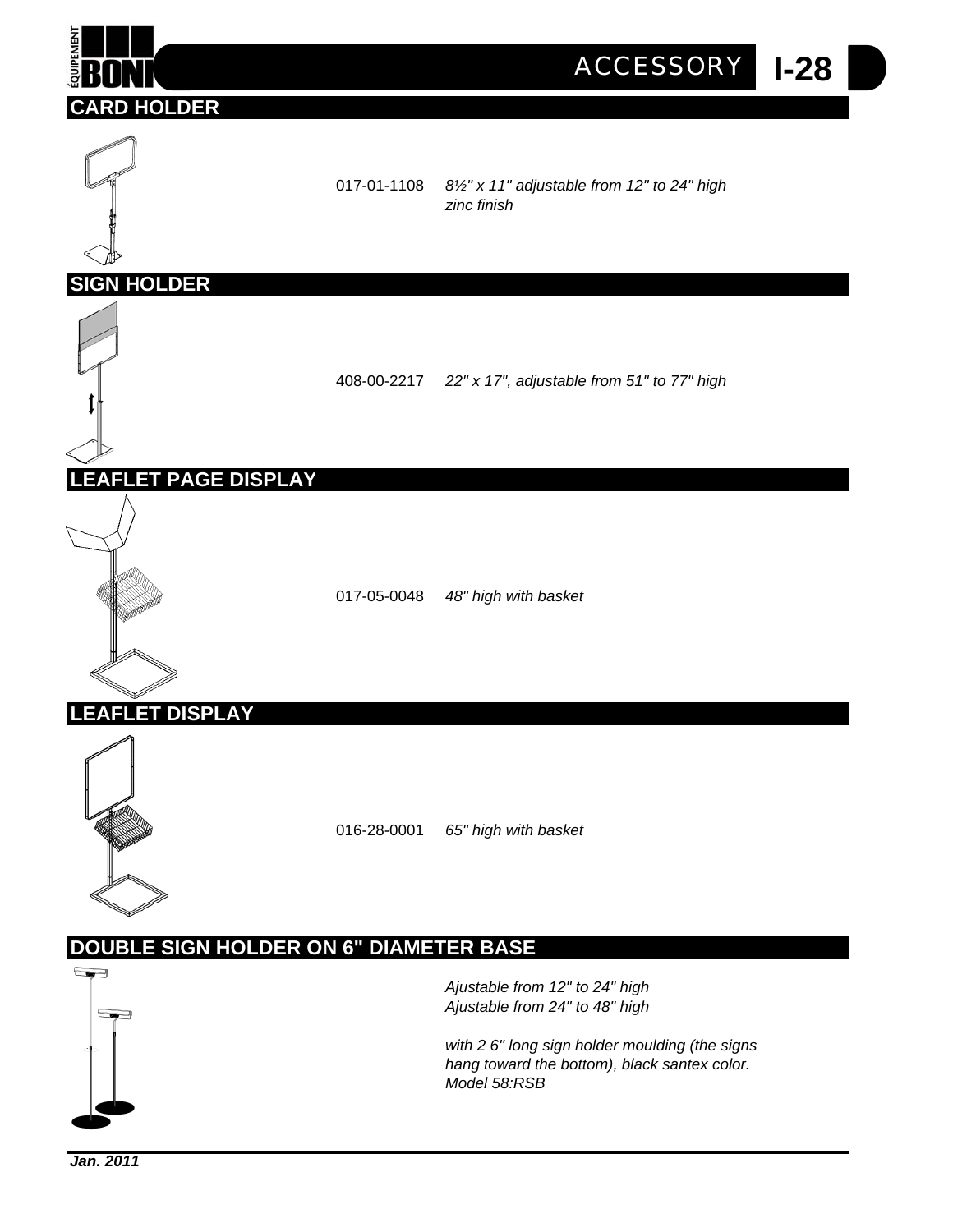## CARD HOLDER

017-01-1108 *8½" x 11" adjustable from 12" to 24" high*
*zinc finish*

## SIGN HOLDER

408-00-2217 *22" x 17", adjustable from 51" to 77" high*

## LEAFLET PAGE DISPLAY

017-05-0048 *48" high with basket*

## LEAFLET DISPLAY

016-28-0001 *65" high with basket*

## DOUBLE SIGN HOLDER ON 6" DIAMETER BASE

*Ajustable from 12" to 24" high*
*Ajustable from 24" to 48" high*

*with 2 6" long sign holder moulding (the signs hang toward the bottom), black santex color.*
*Model 58:RSB*

***Jan. 2011***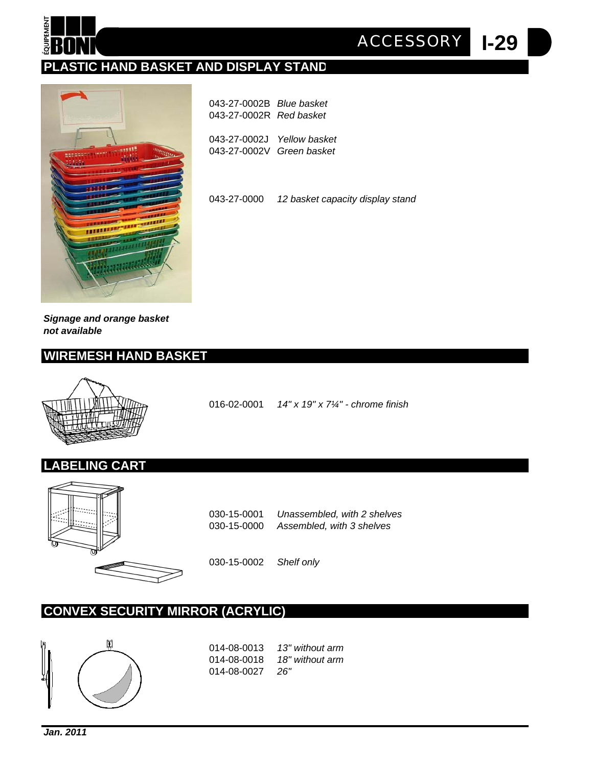## PLASTIC HAND BASKET AND DISPLAY STAND

043-27-0002B *Blue basket*
043-27-0002R *Red basket*

043-27-0002J *Yellow basket*
043-27-0002V *Green basket*

043-27-0000 *12 basket capacity display stand*

***Signage and orange basket not available***

## WIREMESH HAND BASKET

016-02-0001 *14" x 19" x 7¼" - chrome finish*

## LABELING CART

030-15-0001 *Unassembled, with 2 shelves*
030-15-0000 *Assembled, with 3 shelves*

030-15-0002 *Shelf only*

## CONVEX SECURITY MIRROR (ACRYLIC)

014-08-0013 *13" without arm*
014-08-0018 *18" without arm*
014-08-0027 *26"*

***Jan. 2011***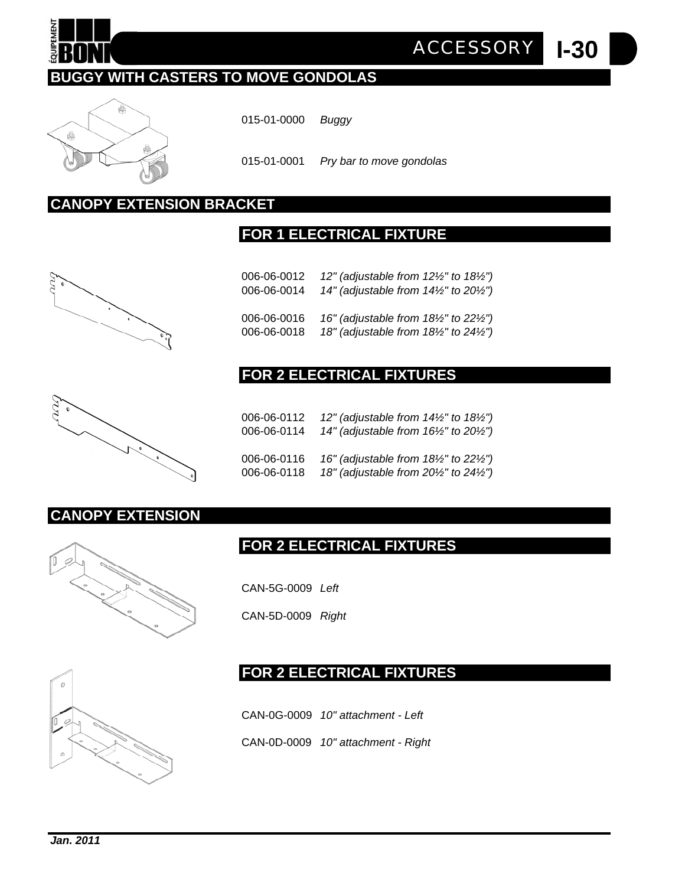## BUGGY WITH CASTERS TO MOVE GONDOLAS

015-01-0000 *Buggy*

015-01-0001 *Pry bar to move gondolas*

## CANOPY EXTENSION BRACKET

### FOR 1 ELECTRICAL FIXTURE

006-06-0012 *12" (adjustable from 12½" to 18½")*
006-06-0014 *14" (adjustable from 14½" to 20½")*

006-06-0016 *16" (adjustable from 18½" to 22½")*
006-06-0018 *18" (adjustable from 18½" to 24½")*

### FOR 2 ELECTRICAL FIXTURES

006-06-0112 *12" (adjustable from 14½" to 18½")*
006-06-0114 *14" (adjustable from 16½" to 20½")*

006-06-0116 *16" (adjustable from 18½" to 22½")*
006-06-0118 *18" (adjustable from 20½" to 24½")*

## CANOPY EXTENSION

### FOR 2 ELECTRICAL FIXTURES

CAN-5G-0009 *Left*

CAN-5D-0009 *Right*

### FOR 2 ELECTRICAL FIXTURES

CAN-0G-0009 *10" attachment - Left*

CAN-0D-0009 *10" attachment - Right*

***Jan. 2011***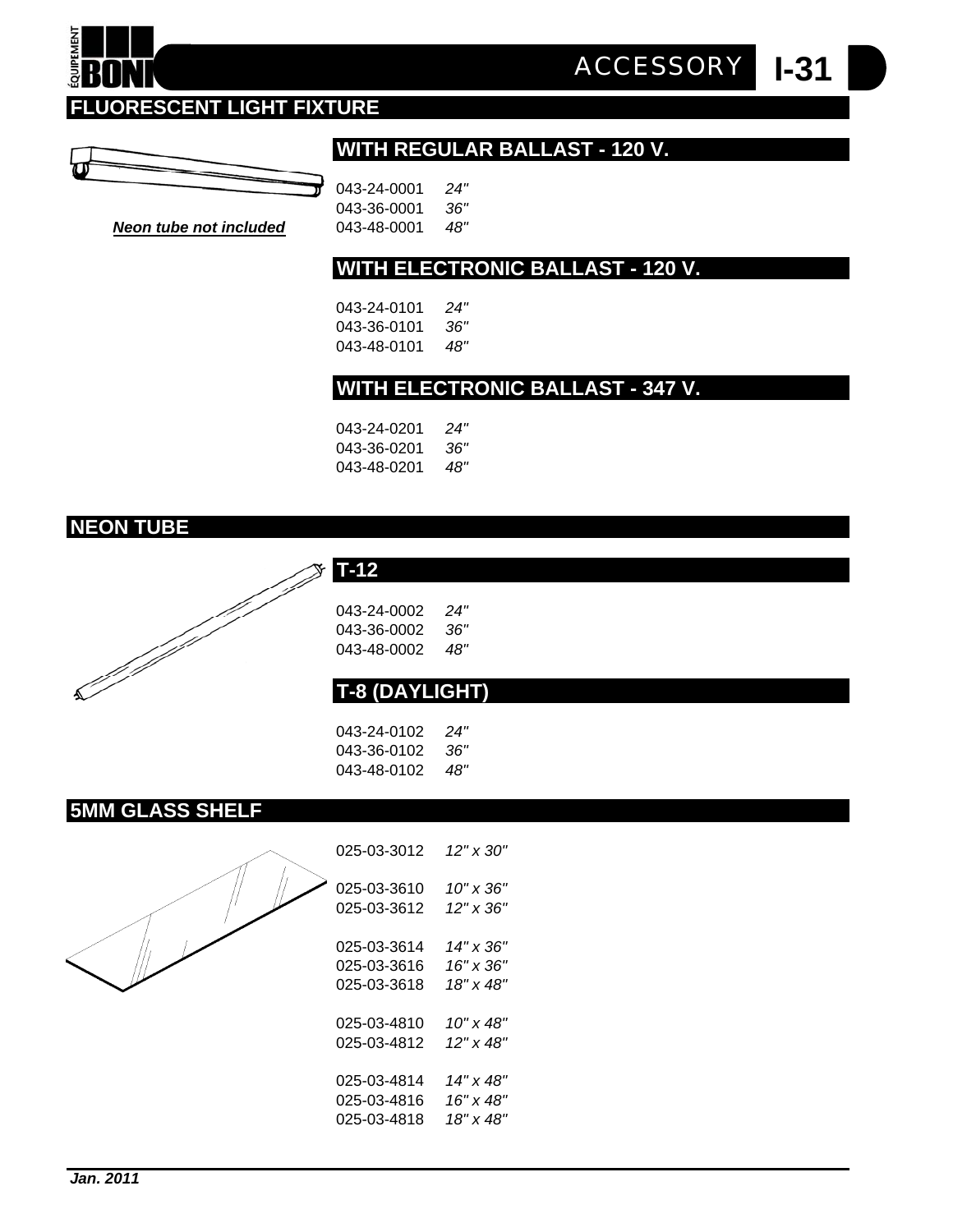# FLUORESCENT LIGHT FIXTURE

*Neon tube not included*

## WITH REGULAR BALLAST - 120 V.

043-24-0001 *24"*
043-36-0001 *36"*
043-48-0001 *48"*

## WITH ELECTRONIC BALLAST - 120 V.

043-24-0101 *24"*
043-36-0101 *36"*
043-48-0101 *48"*

## WITH ELECTRONIC BALLAST - 347 V.

043-24-0201 *24"*
043-36-0201 *36"*
043-48-0201 *48"*

# NEON TUBE

## T-12

043-24-0002 *24"*
043-36-0002 *36"*
043-48-0002 *48"*

## T-8 (DAYLIGHT)

043-24-0102 *24"*
043-36-0102 *36"*
043-48-0102 *48"*

# 5MM GLASS SHELF

025-03-3012 *12" x 30"*

025-03-3610 *10" x 36"*
025-03-3612 *12" x 36"*

025-03-3614 *14" x 36"*
025-03-3616 *16" x 36"*
025-03-3618 *18" x 48"*

025-03-4810 *10" x 48"*
025-03-4812 *12" x 48"*

025-03-4814 *14" x 48"*
025-03-4816 *16" x 48"*
025-03-4818 *18" x 48"*

***Jan. 2011***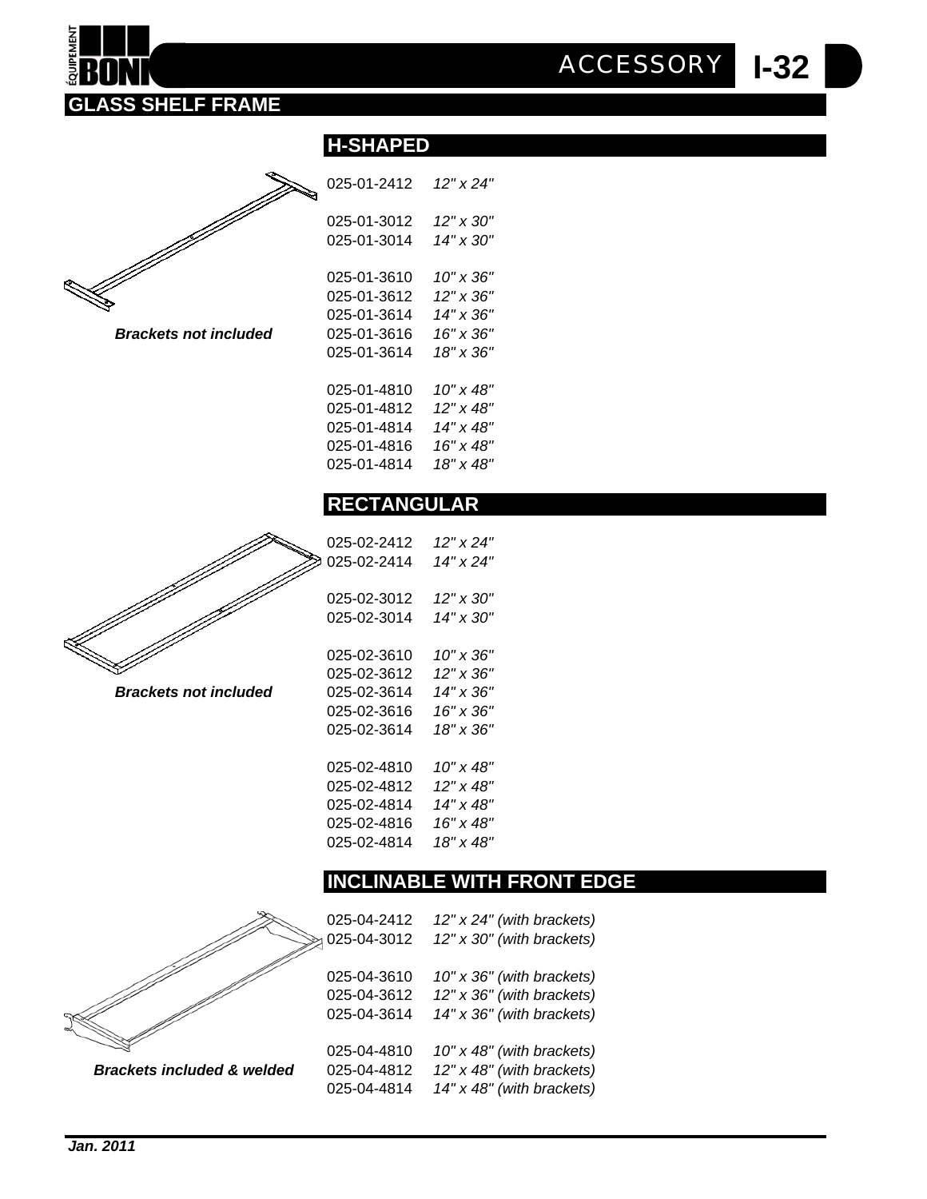# GLASS SHELF FRAME

## H-SHAPED

***Brackets not included***

| | |
|---|---|
| 025-01-2412 | *12" x 24"* |
| 025-01-3012 | *12" x 30"* |
| 025-01-3014 | *14" x 30"* |
| 025-01-3610 | *10" x 36"* |
| 025-01-3612 | *12" x 36"* |
| 025-01-3614 | *14" x 36"* |
| 025-01-3616 | *16" x 36"* |
| 025-01-3614 | *18" x 36"* |
| 025-01-4810 | *10" x 48"* |
| 025-01-4812 | *12" x 48"* |
| 025-01-4814 | *14" x 48"* |
| 025-01-4816 | *16" x 48"* |
| 025-01-4814 | *18" x 48"* |

## RECTANGULAR

***Brackets not included***

| | |
|---|---|
| 025-02-2412 | *12" x 24"* |
| 025-02-2414 | *14" x 24"* |
| 025-02-3012 | *12" x 30"* |
| 025-02-3014 | *14" x 30"* |
| 025-02-3610 | *10" x 36"* |
| 025-02-3612 | *12" x 36"* |
| 025-02-3614 | *14" x 36"* |
| 025-02-3616 | *16" x 36"* |
| 025-02-3614 | *18" x 36"* |
| 025-02-4810 | *10" x 48"* |
| 025-02-4812 | *12" x 48"* |
| 025-02-4814 | *14" x 48"* |
| 025-02-4816 | *16" x 48"* |
| 025-02-4814 | *18" x 48"* |

## INCLINABLE WITH FRONT EDGE

***Brackets included & welded***

| | |
|---|---|
| 025-04-2412 | *12" x 24" (with brackets)* |
| 025-04-3012 | *12" x 30" (with brackets)* |
| 025-04-3610 | *10" x 36" (with brackets)* |
| 025-04-3612 | *12" x 36" (with brackets)* |
| 025-04-3614 | *14" x 36" (with brackets)* |
| 025-04-4810 | *10" x 48" (with brackets)* |
| 025-04-4812 | *12" x 48" (with brackets)* |
| 025-04-4814 | *14" x 48" (with brackets)* |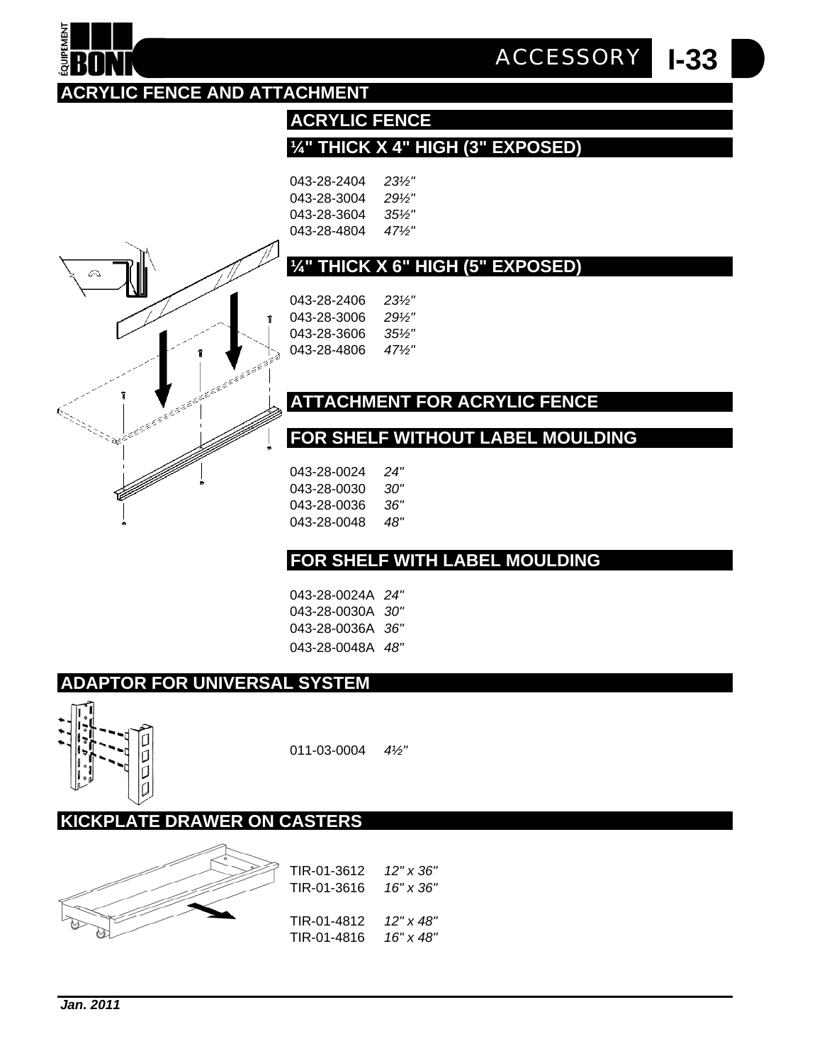## ACRYLIC FENCE AND ATTACHMENT

### ACRYLIC FENCE

### ¼" THICK X 4" HIGH (3" EXPOSED)

043-28-2404 *23½"*
043-28-3004 *29½"*
043-28-3604 *35½"*
043-28-4804 *47½"*

### ¼" THICK X 6" HIGH (5" EXPOSED)

043-28-2406 *23½"*
043-28-3006 *29½"*
043-28-3606 *35½"*
043-28-4806 *47½"*

### ATTACHMENT FOR ACRYLIC FENCE

### FOR SHELF WITHOUT LABEL MOULDING

043-28-0024 *24"*
043-28-0030 *30"*
043-28-0036 *36"*
043-28-0048 *48"*

### FOR SHELF WITH LABEL MOULDING

043-28-0024A *24"*
043-28-0030A *30"*
043-28-0036A *36"*
043-28-0048A *48"*

## ADAPTOR FOR UNIVERSAL SYSTEM

011-03-0004 *4½"*

## KICKPLATE DRAWER ON CASTERS

TIR-01-3612 *12" x 36"*
TIR-01-3616 *16" x 36"*

TIR-01-4812 *12" x 48"*
TIR-01-4816 *16" x 48"*

***Jan. 2011***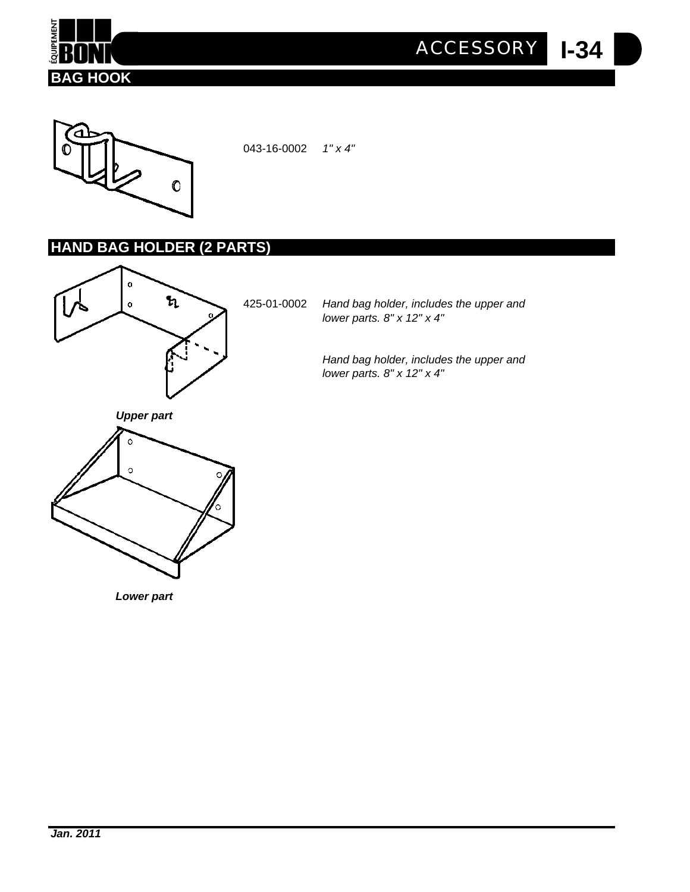## BAG HOOK

043-16-0002 *1" x 4"*

## HAND BAG HOLDER (2 PARTS)

425-01-0002 *Hand bag holder, includes the upper and lower parts. 8" x 12" x 4"*

*Hand bag holder, includes the upper and lower parts. 8" x 12" x 4"*

***Upper part***

***Lower part***

***Jan. 2011***